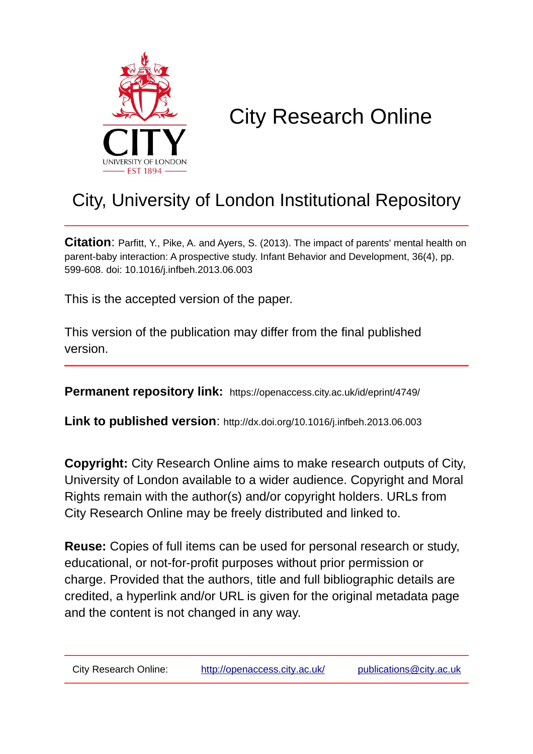# City Research Online

## City, University of London Institutional Repository

**Citation**: Parfitt, Y., Pike, A. and Ayers, S. (2013). The impact of parents' mental health on parent-baby interaction: A prospective study. Infant Behavior and Development, 36(4), pp. 599-608. doi: 10.1016/j.infbeh.2013.06.003

This is the accepted version of the paper.

This version of the publication may differ from the final published version.

**Permanent repository link:** https://openaccess.city.ac.uk/id/eprint/4749/

**Link to published version**: http://dx.doi.org/10.1016/j.infbeh.2013.06.003

**Copyright:** City Research Online aims to make research outputs of City, University of London available to a wider audience. Copyright and Moral Rights remain with the author(s) and/or copyright holders. URLs from City Research Online may be freely distributed and linked to.

**Reuse:** Copies of full items can be used for personal research or study, educational, or not-for-profit purposes without prior permission or charge. Provided that the authors, title and full bibliographic details are credited, a hyperlink and/or URL is given for the original metadata page and the content is not changed in any way.

City Research Online: http://openaccess.city.ac.uk/ publications@city.ac.uk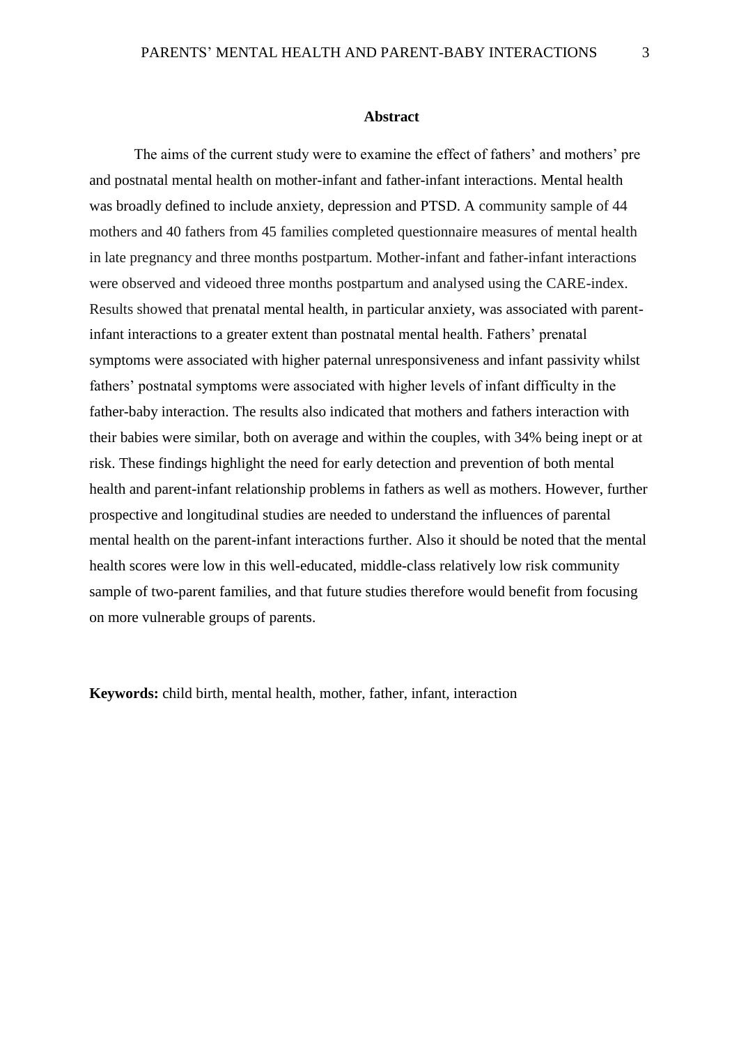## Abstract

The aims of the current study were to examine the effect of fathers' and mothers' pre and postnatal mental health on mother-infant and father-infant interactions. Mental health was broadly defined to include anxiety, depression and PTSD. A community sample of 44 mothers and 40 fathers from 45 families completed questionnaire measures of mental health in late pregnancy and three months postpartum. Mother-infant and father-infant interactions were observed and videoed three months postpartum and analysed using the CARE-index. Results showed that prenatal mental health, in particular anxiety, was associated with parent-infant interactions to a greater extent than postnatal mental health. Fathers' prenatal symptoms were associated with higher paternal unresponsiveness and infant passivity whilst fathers' postnatal symptoms were associated with higher levels of infant difficulty in the father-baby interaction. The results also indicated that mothers and fathers interaction with their babies were similar, both on average and within the couples, with 34% being inept or at risk. These findings highlight the need for early detection and prevention of both mental health and parent-infant relationship problems in fathers as well as mothers. However, further prospective and longitudinal studies are needed to understand the influences of parental mental health on the parent-infant interactions further. Also it should be noted that the mental health scores were low in this well-educated, middle-class relatively low risk community sample of two-parent families, and that future studies therefore would benefit from focusing on more vulnerable groups of parents.

**Keywords:** child birth, mental health, mother, father, infant, interaction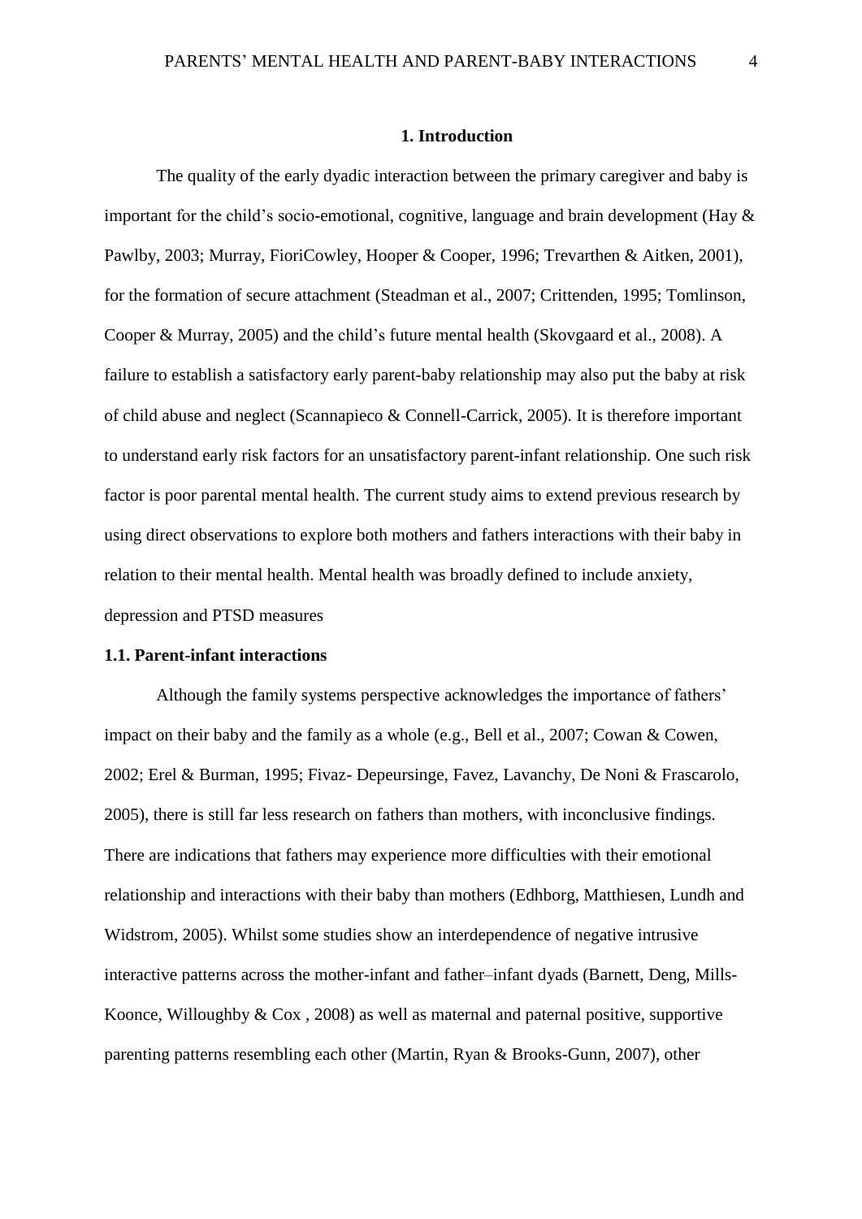# 1. Introduction

The quality of the early dyadic interaction between the primary caregiver and baby is important for the child's socio-emotional, cognitive, language and brain development (Hay & Pawlby, 2003; Murray, FioriCowley, Hooper & Cooper, 1996; Trevarthen & Aitken, 2001), for the formation of secure attachment (Steadman et al., 2007; Crittenden, 1995; Tomlinson, Cooper & Murray, 2005) and the child's future mental health (Skovgaard et al., 2008). A failure to establish a satisfactory early parent-baby relationship may also put the baby at risk of child abuse and neglect (Scannapieco & Connell-Carrick, 2005). It is therefore important to understand early risk factors for an unsatisfactory parent-infant relationship. One such risk factor is poor parental mental health. The current study aims to extend previous research by using direct observations to explore both mothers and fathers interactions with their baby in relation to their mental health. Mental health was broadly defined to include anxiety, depression and PTSD measures

## 1.1. Parent-infant interactions

Although the family systems perspective acknowledges the importance of fathers' impact on their baby and the family as a whole (e.g., Bell et al., 2007; Cowan & Cowen, 2002; Erel & Burman, 1995; Fivaz- Depeursinge, Favez, Lavanchy, De Noni & Frascarolo, 2005), there is still far less research on fathers than mothers, with inconclusive findings. There are indications that fathers may experience more difficulties with their emotional relationship and interactions with their baby than mothers (Edhborg, Matthiesen, Lundh and Widstrom, 2005). Whilst some studies show an interdependence of negative intrusive interactive patterns across the mother-infant and father–infant dyads (Barnett, Deng, Mills-Koonce, Willoughby & Cox , 2008) as well as maternal and paternal positive, supportive parenting patterns resembling each other (Martin, Ryan & Brooks-Gunn, 2007), other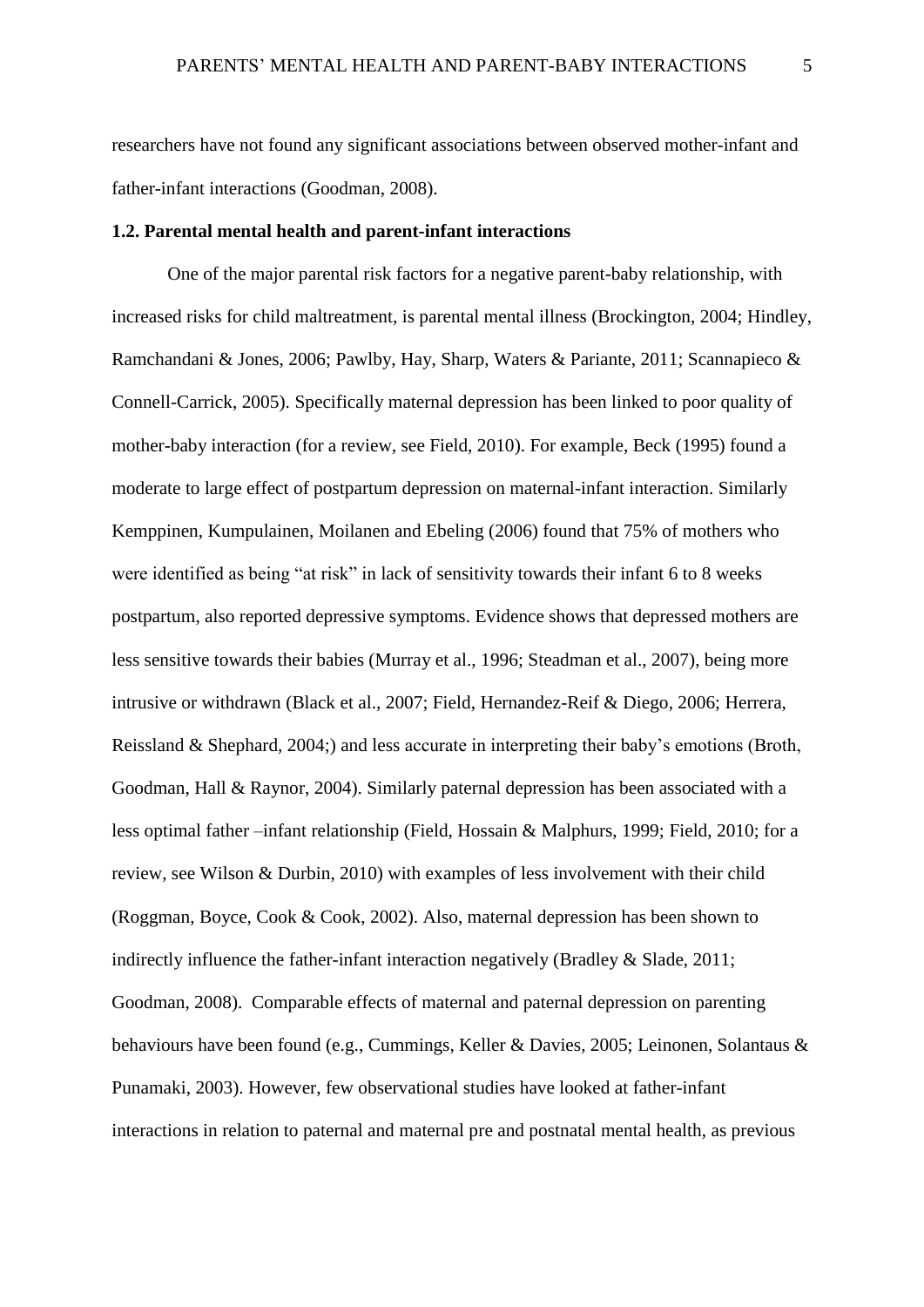researchers have not found any significant associations between observed mother-infant and father-infant interactions (Goodman, 2008).

### 1.2. Parental mental health and parent-infant interactions

One of the major parental risk factors for a negative parent-baby relationship, with increased risks for child maltreatment, is parental mental illness (Brockington, 2004; Hindley, Ramchandani & Jones, 2006; Pawlby, Hay, Sharp, Waters & Pariante, 2011; Scannapieco & Connell-Carrick, 2005). Specifically maternal depression has been linked to poor quality of mother-baby interaction (for a review, see Field, 2010). For example, Beck (1995) found a moderate to large effect of postpartum depression on maternal-infant interaction. Similarly Kemppinen, Kumpulainen, Moilanen and Ebeling (2006) found that 75% of mothers who were identified as being "at risk" in lack of sensitivity towards their infant 6 to 8 weeks postpartum, also reported depressive symptoms. Evidence shows that depressed mothers are less sensitive towards their babies (Murray et al., 1996; Steadman et al., 2007), being more intrusive or withdrawn (Black et al., 2007; Field, Hernandez-Reif & Diego, 2006; Herrera, Reissland & Shephard, 2004;) and less accurate in interpreting their baby's emotions (Broth, Goodman, Hall & Raynor, 2004). Similarly paternal depression has been associated with a less optimal father –infant relationship (Field, Hossain & Malphurs, 1999; Field, 2010; for a review, see Wilson & Durbin, 2010) with examples of less involvement with their child (Roggman, Boyce, Cook & Cook, 2002). Also, maternal depression has been shown to indirectly influence the father-infant interaction negatively (Bradley & Slade, 2011; Goodman, 2008). Comparable effects of maternal and paternal depression on parenting behaviours have been found (e.g., Cummings, Keller & Davies, 2005; Leinonen, Solantaus & Punamaki, 2003). However, few observational studies have looked at father-infant interactions in relation to paternal and maternal pre and postnatal mental health, as previous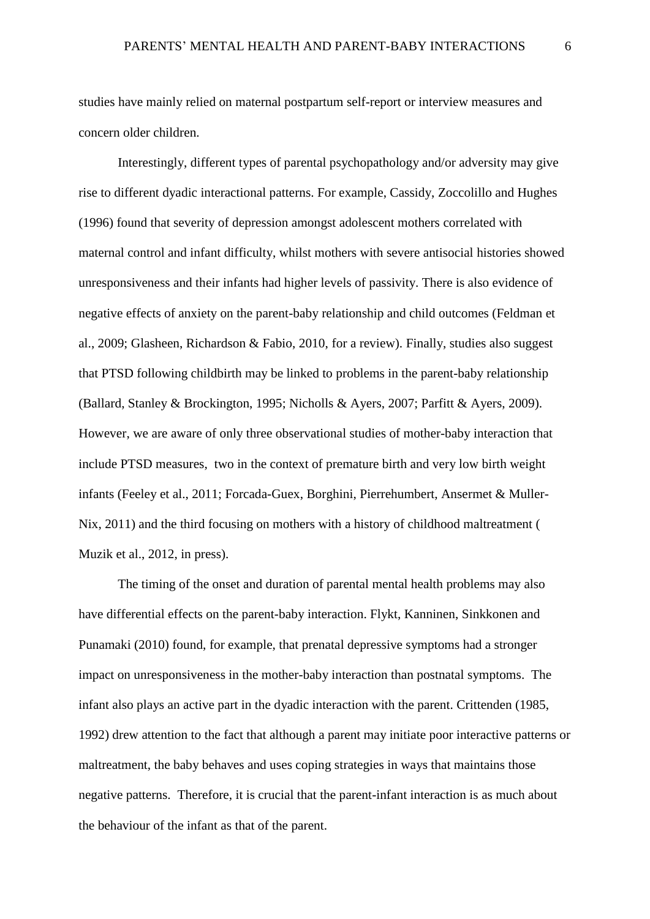studies have mainly relied on maternal postpartum self-report or interview measures and concern older children.

Interestingly, different types of parental psychopathology and/or adversity may give rise to different dyadic interactional patterns. For example, Cassidy, Zoccolillo and Hughes (1996) found that severity of depression amongst adolescent mothers correlated with maternal control and infant difficulty, whilst mothers with severe antisocial histories showed unresponsiveness and their infants had higher levels of passivity. There is also evidence of negative effects of anxiety on the parent-baby relationship and child outcomes (Feldman et al., 2009; Glasheen, Richardson & Fabio, 2010, for a review). Finally, studies also suggest that PTSD following childbirth may be linked to problems in the parent-baby relationship (Ballard, Stanley & Brockington, 1995; Nicholls & Ayers, 2007; Parfitt & Ayers, 2009). However, we are aware of only three observational studies of mother-baby interaction that include PTSD measures, two in the context of premature birth and very low birth weight infants (Feeley et al., 2011; Forcada-Guex, Borghini, Pierrehumbert, Ansermet & Muller-Nix, 2011) and the third focusing on mothers with a history of childhood maltreatment ( Muzik et al., 2012, in press).

The timing of the onset and duration of parental mental health problems may also have differential effects on the parent-baby interaction. Flykt, Kanninen, Sinkkonen and Punamaki (2010) found, for example, that prenatal depressive symptoms had a stronger impact on unresponsiveness in the mother-baby interaction than postnatal symptoms. The infant also plays an active part in the dyadic interaction with the parent. Crittenden (1985, 1992) drew attention to the fact that although a parent may initiate poor interactive patterns or maltreatment, the baby behaves and uses coping strategies in ways that maintains those negative patterns. Therefore, it is crucial that the parent-infant interaction is as much about the behaviour of the infant as that of the parent.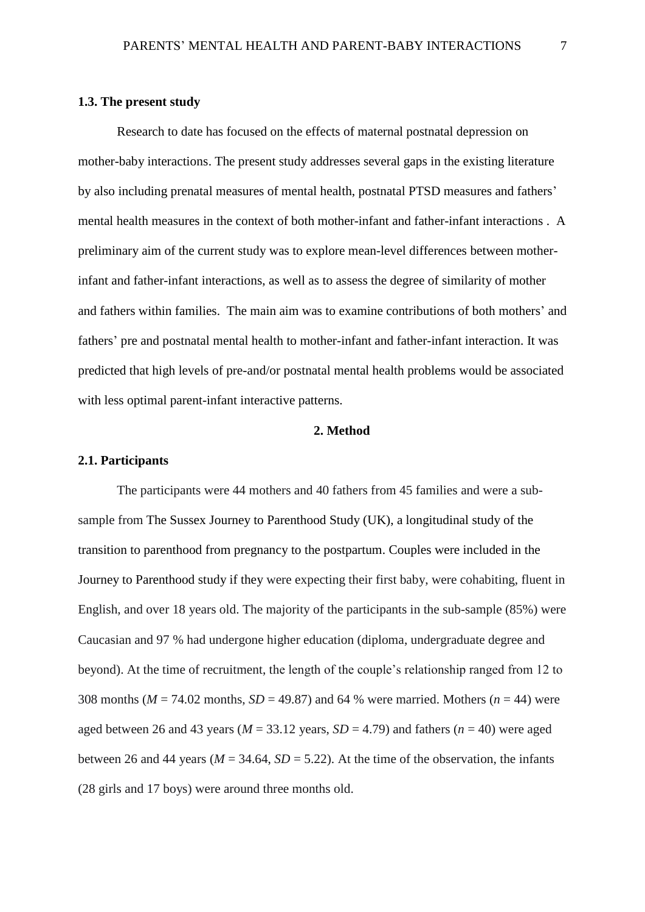### 1.3. The present study

Research to date has focused on the effects of maternal postnatal depression on mother-baby interactions. The present study addresses several gaps in the existing literature by also including prenatal measures of mental health, postnatal PTSD measures and fathers' mental health measures in the context of both mother-infant and father-infant interactions . A preliminary aim of the current study was to explore mean-level differences between mother-infant and father-infant interactions, as well as to assess the degree of similarity of mother and fathers within families. The main aim was to examine contributions of both mothers' and fathers' pre and postnatal mental health to mother-infant and father-infant interaction. It was predicted that high levels of pre-and/or postnatal mental health problems would be associated with less optimal parent-infant interactive patterns.

## 2. Method

### 2.1. Participants

The participants were 44 mothers and 40 fathers from 45 families and were a sub-sample from The Sussex Journey to Parenthood Study (UK), a longitudinal study of the transition to parenthood from pregnancy to the postpartum. Couples were included in the Journey to Parenthood study if they were expecting their first baby, were cohabiting, fluent in English, and over 18 years old. The majority of the participants in the sub-sample (85%) were Caucasian and 97 % had undergone higher education (diploma, undergraduate degree and beyond). At the time of recruitment, the length of the couple's relationship ranged from 12 to 308 months ($M$ = 74.02 months, $SD$ = 49.87) and 64 % were married. Mothers ($n$ = 44) were aged between 26 and 43 years ($M$ = 33.12 years, $SD$ = 4.79) and fathers ($n$ = 40) were aged between 26 and 44 years ($M$ = 34.64, $SD$ = 5.22). At the time of the observation, the infants (28 girls and 17 boys) were around three months old.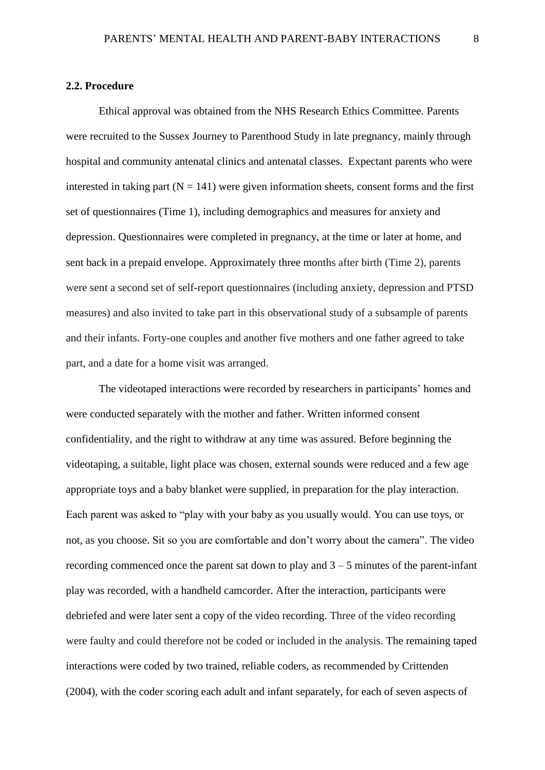### 2.2. Procedure

Ethical approval was obtained from the NHS Research Ethics Committee. Parents were recruited to the Sussex Journey to Parenthood Study in late pregnancy, mainly through hospital and community antenatal clinics and antenatal classes. Expectant parents who were interested in taking part ($N = 141$) were given information sheets, consent forms and the first set of questionnaires (Time 1), including demographics and measures for anxiety and depression. Questionnaires were completed in pregnancy, at the time or later at home, and sent back in a prepaid envelope. Approximately three months after birth (Time 2), parents were sent a second set of self-report questionnaires (including anxiety, depression and PTSD measures) and also invited to take part in this observational study of a subsample of parents and their infants. Forty-one couples and another five mothers and one father agreed to take part, and a date for a home visit was arranged.

The videotaped interactions were recorded by researchers in participants' homes and were conducted separately with the mother and father. Written informed consent confidentiality, and the right to withdraw at any time was assured. Before beginning the videotaping, a suitable, light place was chosen, external sounds were reduced and a few age appropriate toys and a baby blanket were supplied, in preparation for the play interaction. Each parent was asked to "play with your baby as you usually would. You can use toys, or not, as you choose. Sit so you are comfortable and don't worry about the camera". The video recording commenced once the parent sat down to play and 3 – 5 minutes of the parent-infant play was recorded, with a handheld camcorder. After the interaction, participants were debriefed and were later sent a copy of the video recording. Three of the video recording were faulty and could therefore not be coded or included in the analysis. The remaining taped interactions were coded by two trained, reliable coders, as recommended by Crittenden (2004), with the coder scoring each adult and infant separately, for each of seven aspects of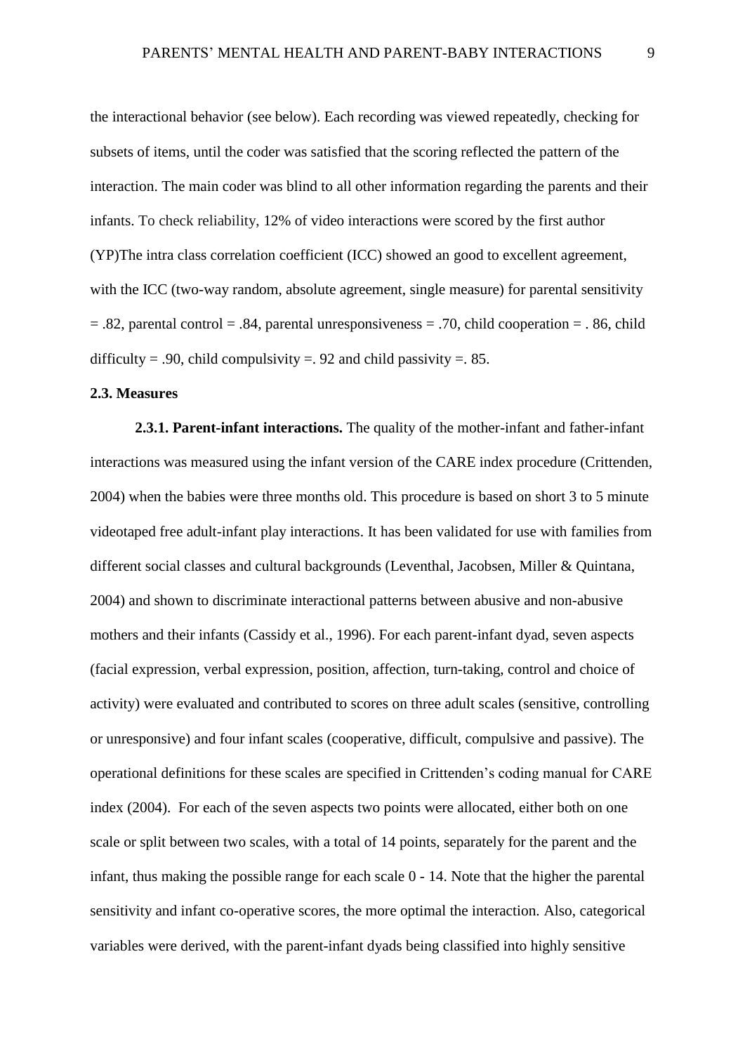the interactional behavior (see below). Each recording was viewed repeatedly, checking for subsets of items, until the coder was satisfied that the scoring reflected the pattern of the interaction. The main coder was blind to all other information regarding the parents and their infants. To check reliability, 12% of video interactions were scored by the first author (YP)The intra class correlation coefficient (ICC) showed an good to excellent agreement, with the ICC (two-way random, absolute agreement, single measure) for parental sensitivity = .82, parental control = .84, parental unresponsiveness = .70, child cooperation = . 86, child difficulty = .90, child compulsivity =. 92 and child passivity =. 85.

### 2.3. Measures

**2.3.1. Parent-infant interactions.** The quality of the mother-infant and father-infant interactions was measured using the infant version of the CARE index procedure (Crittenden, 2004) when the babies were three months old. This procedure is based on short 3 to 5 minute videotaped free adult-infant play interactions. It has been validated for use with families from different social classes and cultural backgrounds (Leventhal, Jacobsen, Miller & Quintana, 2004) and shown to discriminate interactional patterns between abusive and non-abusive mothers and their infants (Cassidy et al., 1996). For each parent-infant dyad, seven aspects (facial expression, verbal expression, position, affection, turn-taking, control and choice of activity) were evaluated and contributed to scores on three adult scales (sensitive, controlling or unresponsive) and four infant scales (cooperative, difficult, compulsive and passive). The operational definitions for these scales are specified in Crittenden's coding manual for CARE index (2004). For each of the seven aspects two points were allocated, either both on one scale or split between two scales, with a total of 14 points, separately for the parent and the infant, thus making the possible range for each scale 0 - 14. Note that the higher the parental sensitivity and infant co-operative scores, the more optimal the interaction. Also, categorical variables were derived, with the parent-infant dyads being classified into highly sensitive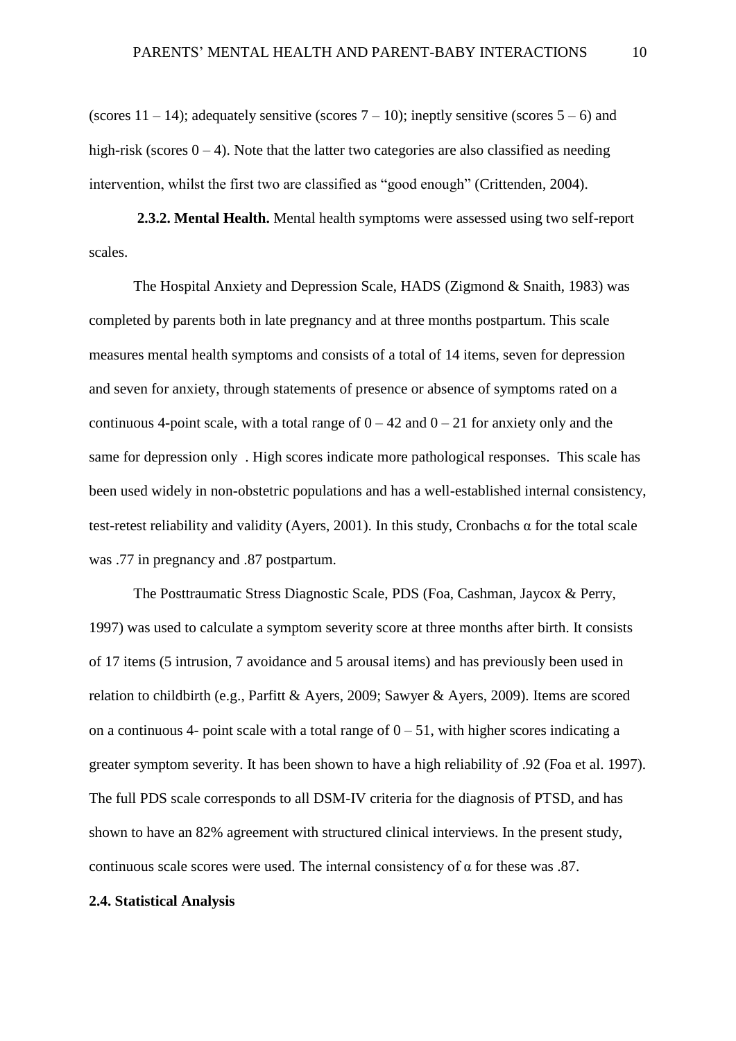(scores 11 – 14); adequately sensitive (scores 7 – 10); ineptly sensitive (scores 5 – 6) and high-risk (scores 0 – 4). Note that the latter two categories are also classified as needing intervention, whilst the first two are classified as "good enough" (Crittenden, 2004).

**2.3.2. Mental Health.** Mental health symptoms were assessed using two self-report scales.

The Hospital Anxiety and Depression Scale, HADS (Zigmond & Snaith, 1983) was completed by parents both in late pregnancy and at three months postpartum. This scale measures mental health symptoms and consists of a total of 14 items, seven for depression and seven for anxiety, through statements of presence or absence of symptoms rated on a continuous 4-point scale, with a total range of 0 – 42 and 0 – 21 for anxiety only and the same for depression only . High scores indicate more pathological responses. This scale has been used widely in non-obstetric populations and has a well-established internal consistency, test-retest reliability and validity (Ayers, 2001). In this study, Cronbachs α for the total scale was .77 in pregnancy and .87 postpartum.

The Posttraumatic Stress Diagnostic Scale, PDS (Foa, Cashman, Jaycox & Perry, 1997) was used to calculate a symptom severity score at three months after birth. It consists of 17 items (5 intrusion, 7 avoidance and 5 arousal items) and has previously been used in relation to childbirth (e.g., Parfitt & Ayers, 2009; Sawyer & Ayers, 2009). Items are scored on a continuous 4- point scale with a total range of 0 – 51, with higher scores indicating a greater symptom severity. It has been shown to have a high reliability of .92 (Foa et al. 1997). The full PDS scale corresponds to all DSM-IV criteria for the diagnosis of PTSD, and has shown to have an 82% agreement with structured clinical interviews. In the present study, continuous scale scores were used. The internal consistency of α for these was .87.

**2.4. Statistical Analysis**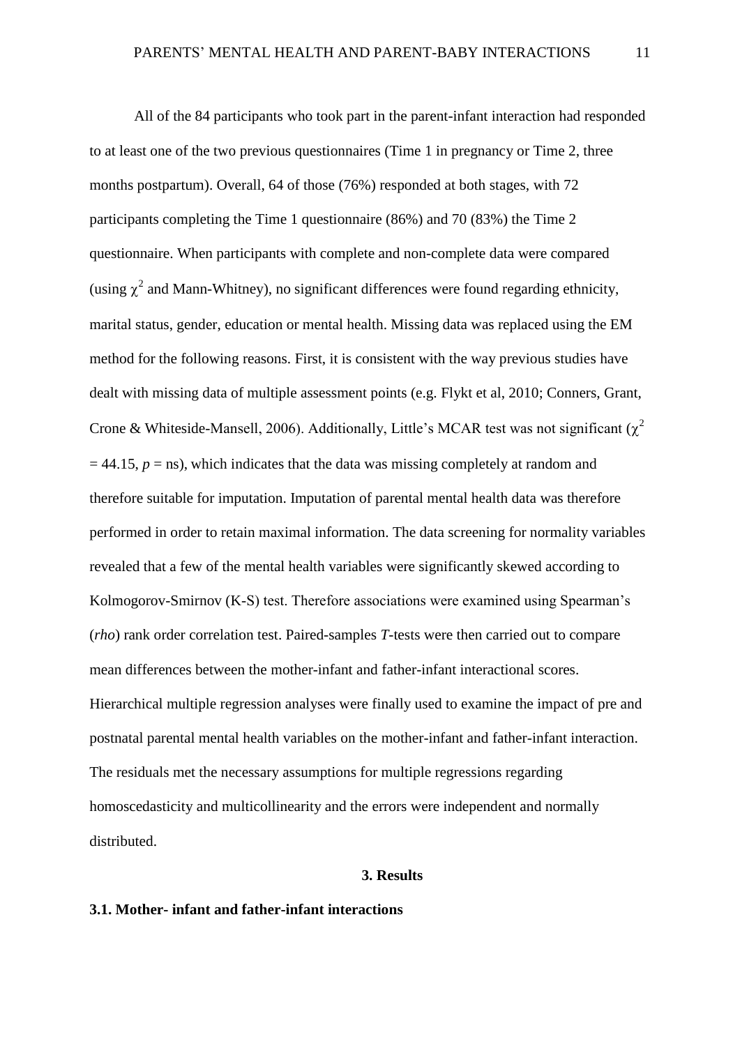All of the 84 participants who took part in the parent-infant interaction had responded to at least one of the two previous questionnaires (Time 1 in pregnancy or Time 2, three months postpartum). Overall, 64 of those (76%) responded at both stages, with 72 participants completing the Time 1 questionnaire (86%) and 70 (83%) the Time 2 questionnaire. When participants with complete and non-complete data were compared (using $\chi^2$ and Mann-Whitney), no significant differences were found regarding ethnicity, marital status, gender, education or mental health. Missing data was replaced using the EM method for the following reasons. First, it is consistent with the way previous studies have dealt with missing data of multiple assessment points (e.g. Flykt et al, 2010; Conners, Grant, Crone & Whiteside-Mansell, 2006). Additionally, Little's MCAR test was not significant ($\chi^2 = 44.15$, $p$ = ns), which indicates that the data was missing completely at random and therefore suitable for imputation. Imputation of parental mental health data was therefore performed in order to retain maximal information. The data screening for normality variables revealed that a few of the mental health variables were significantly skewed according to Kolmogorov-Smirnov (K-S) test. Therefore associations were examined using Spearman's (*rho*) rank order correlation test. Paired-samples *T*-tests were then carried out to compare mean differences between the mother-infant and father-infant interactional scores. Hierarchical multiple regression analyses were finally used to examine the impact of pre and postnatal parental mental health variables on the mother-infant and father-infant interaction. The residuals met the necessary assumptions for multiple regressions regarding homoscedasticity and multicollinearity and the errors were independent and normally distributed.

## 3. Results

### 3.1. Mother- infant and father-infant interactions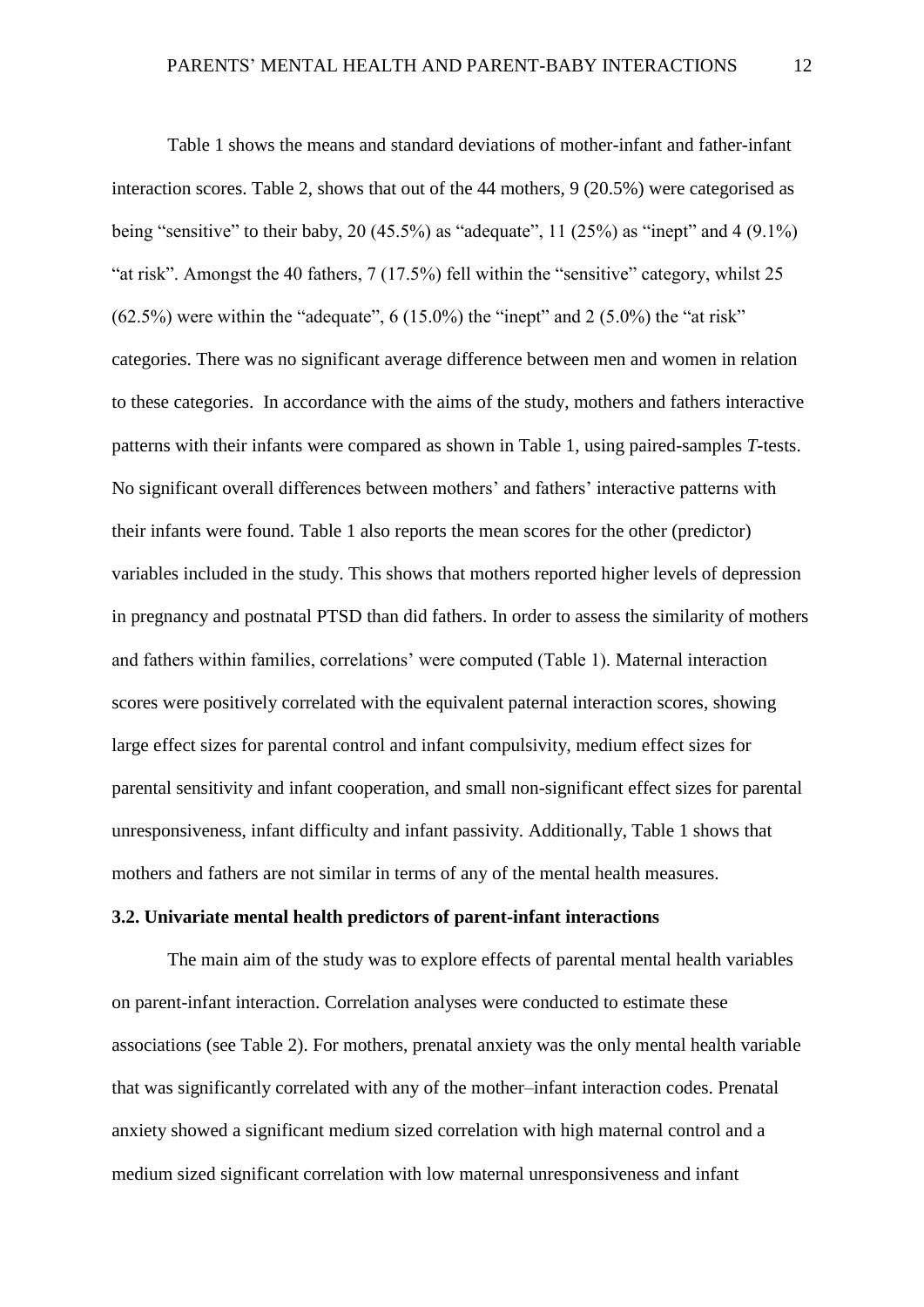Table 1 shows the means and standard deviations of mother-infant and father-infant interaction scores. Table 2, shows that out of the 44 mothers, 9 (20.5%) were categorised as being "sensitive" to their baby, 20 (45.5%) as "adequate", 11 (25%) as "inept" and 4 (9.1%) "at risk". Amongst the 40 fathers, 7 (17.5%) fell within the "sensitive" category, whilst 25 (62.5%) were within the "adequate", 6 (15.0%) the "inept" and 2 (5.0%) the "at risk" categories. There was no significant average difference between men and women in relation to these categories. In accordance with the aims of the study, mothers and fathers interactive patterns with their infants were compared as shown in Table 1, using paired-samples *T*-tests. No significant overall differences between mothers' and fathers' interactive patterns with their infants were found. Table 1 also reports the mean scores for the other (predictor) variables included in the study. This shows that mothers reported higher levels of depression in pregnancy and postnatal PTSD than did fathers. In order to assess the similarity of mothers and fathers within families, correlations' were computed (Table 1). Maternal interaction scores were positively correlated with the equivalent paternal interaction scores, showing large effect sizes for parental control and infant compulsivity, medium effect sizes for parental sensitivity and infant cooperation, and small non-significant effect sizes for parental unresponsiveness, infant difficulty and infant passivity. Additionally, Table 1 shows that mothers and fathers are not similar in terms of any of the mental health measures.

### 3.2. Univariate mental health predictors of parent-infant interactions

The main aim of the study was to explore effects of parental mental health variables on parent-infant interaction. Correlation analyses were conducted to estimate these associations (see Table 2). For mothers, prenatal anxiety was the only mental health variable that was significantly correlated with any of the mother–infant interaction codes. Prenatal anxiety showed a significant medium sized correlation with high maternal control and a medium sized significant correlation with low maternal unresponsiveness and infant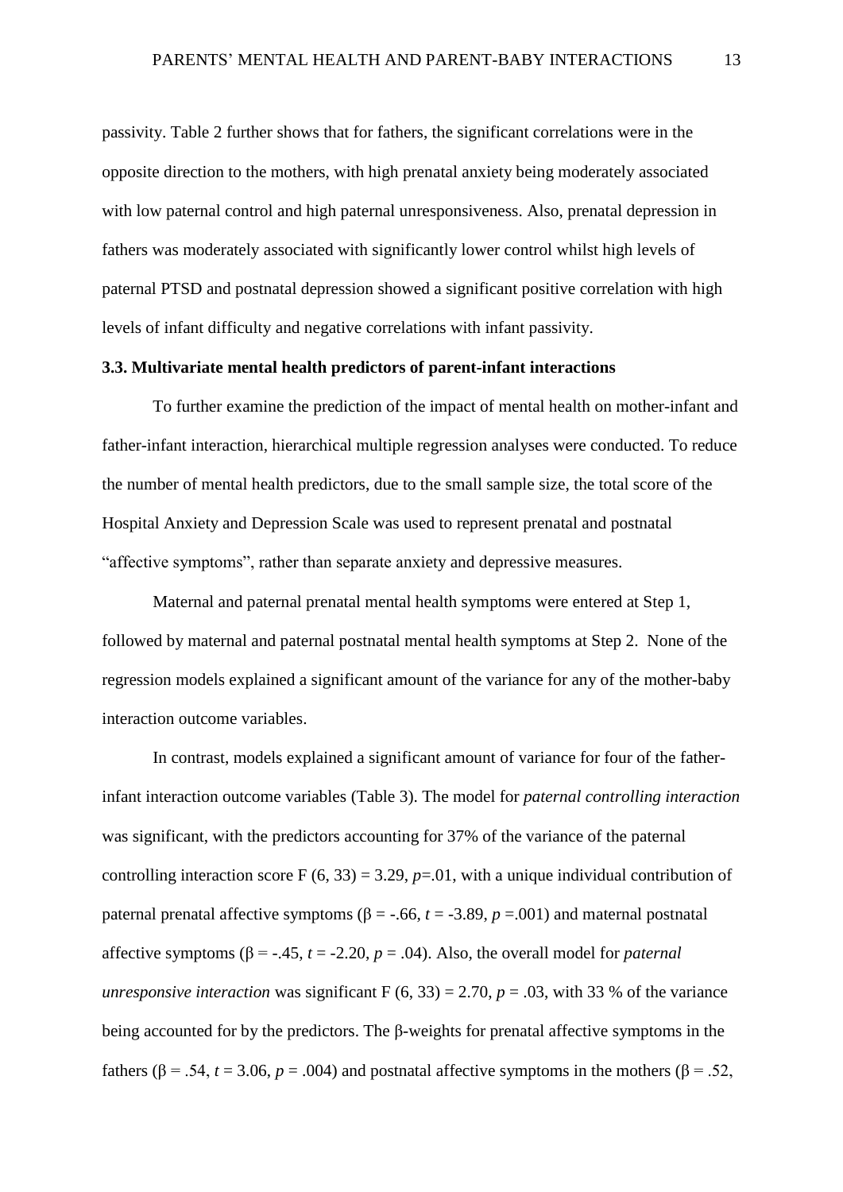passivity. Table 2 further shows that for fathers, the significant correlations were in the opposite direction to the mothers, with high prenatal anxiety being moderately associated with low paternal control and high paternal unresponsiveness. Also, prenatal depression in fathers was moderately associated with significantly lower control whilst high levels of paternal PTSD and postnatal depression showed a significant positive correlation with high levels of infant difficulty and negative correlations with infant passivity.

### 3.3. Multivariate mental health predictors of parent-infant interactions

To further examine the prediction of the impact of mental health on mother-infant and father-infant interaction, hierarchical multiple regression analyses were conducted. To reduce the number of mental health predictors, due to the small sample size, the total score of the Hospital Anxiety and Depression Scale was used to represent prenatal and postnatal "affective symptoms", rather than separate anxiety and depressive measures.

Maternal and paternal prenatal mental health symptoms were entered at Step 1, followed by maternal and paternal postnatal mental health symptoms at Step 2. None of the regression models explained a significant amount of the variance for any of the mother-baby interaction outcome variables.

In contrast, models explained a significant amount of variance for four of the father-infant interaction outcome variables (Table 3). The model for *paternal controlling interaction* was significant, with the predictors accounting for 37% of the variance of the paternal controlling interaction score $F(6, 33) = 3.29$, $p=.01$, with a unique individual contribution of paternal prenatal affective symptoms ($\beta = -.66$, $t = -3.89$, $p = .001$) and maternal postnatal affective symptoms ($\beta = -.45$, $t = -2.20$, $p = .04$). Also, the overall model for *paternal unresponsive interaction* was significant $F(6, 33) = 2.70$, $p = .03$, with 33 % of the variance being accounted for by the predictors. The β-weights for prenatal affective symptoms in the fathers ($\beta = .54$, $t = 3.06$, $p = .004$) and postnatal affective symptoms in the mothers ($\beta = .52$,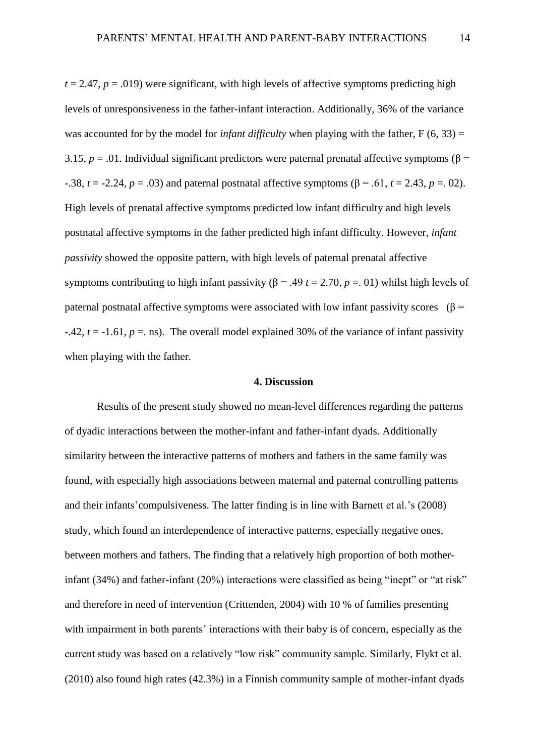$t = 2.47$, $p = .019$) were significant, with high levels of affective symptoms predicting high levels of unresponsiveness in the father-infant interaction. Additionally, 36% of the variance was accounted for by the model for *infant difficulty* when playing with the father, $F (6, 33) = 3.15$, $p = .01$. Individual significant predictors were paternal prenatal affective symptoms ($\beta = -.38$, $t = -2.24$, $p = .03$) and paternal postnatal affective symptoms ($\beta = .61$, $t = 2.43$, $p =. 02$). High levels of prenatal affective symptoms predicted low infant difficulty and high levels postnatal affective symptoms in the father predicted high infant difficulty. However, *infant passivity* showed the opposite pattern, with high levels of paternal prenatal affective symptoms contributing to high infant passivity ($\beta = .49$ $t = 2.70$, $p =. 01$) whilst high levels of paternal postnatal affective symptoms were associated with low infant passivity scores ($\beta = -.42$, $t = -1.61$, $p =$. ns). The overall model explained 30% of the variance of infant passivity when playing with the father.

## 4. Discussion

Results of the present study showed no mean-level differences regarding the patterns of dyadic interactions between the mother-infant and father-infant dyads. Additionally similarity between the interactive patterns of mothers and fathers in the same family was found, with especially high associations between maternal and paternal controlling patterns and their infants'compulsiveness. The latter finding is in line with Barnett et al.'s (2008) study, which found an interdependence of interactive patterns, especially negative ones, between mothers and fathers. The finding that a relatively high proportion of both mother-infant (34%) and father-infant (20%) interactions were classified as being "inept" or "at risk" and therefore in need of intervention (Crittenden, 2004) with 10 % of families presenting with impairment in both parents' interactions with their baby is of concern, especially as the current study was based on a relatively "low risk" community sample. Similarly, Flykt et al. (2010) also found high rates (42.3%) in a Finnish community sample of mother-infant dyads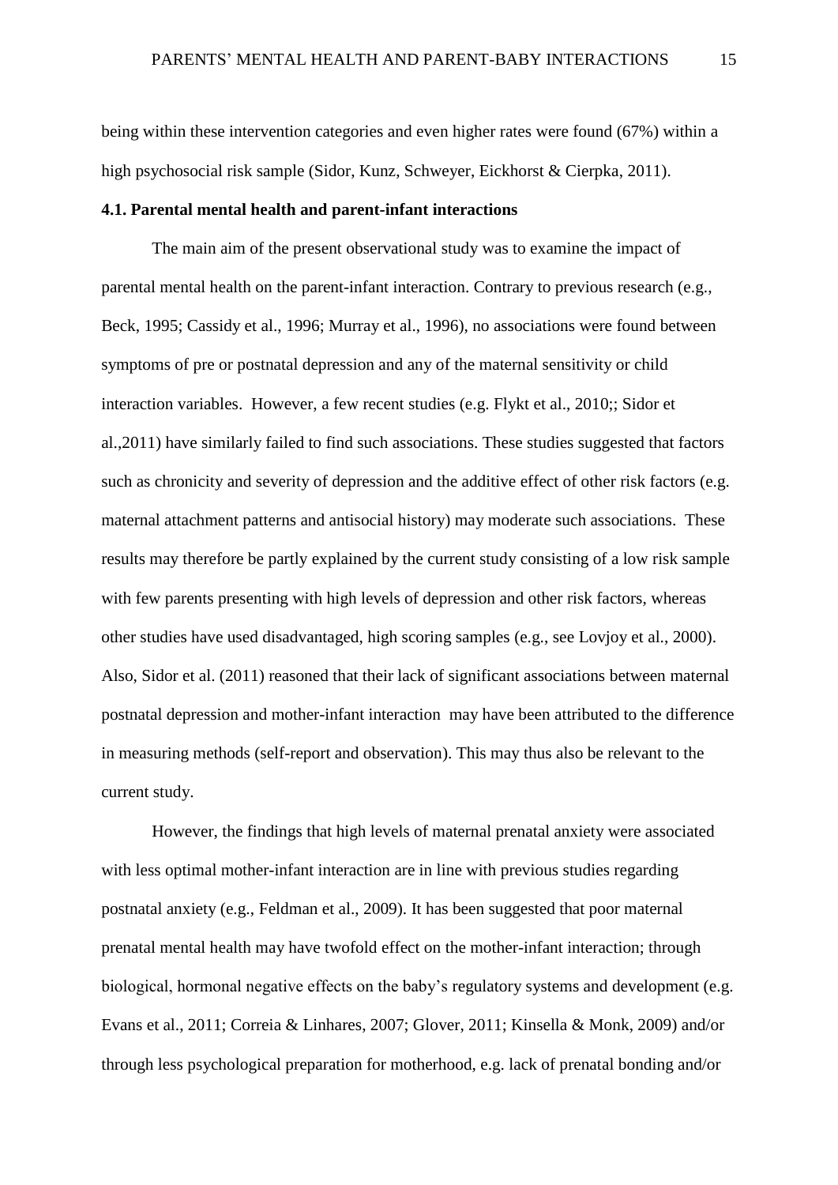being within these intervention categories and even higher rates were found (67%) within a high psychosocial risk sample (Sidor, Kunz, Schweyer, Eickhorst & Cierpka, 2011).

### 4.1. Parental mental health and parent-infant interactions

The main aim of the present observational study was to examine the impact of parental mental health on the parent-infant interaction. Contrary to previous research (e.g., Beck, 1995; Cassidy et al., 1996; Murray et al., 1996), no associations were found between symptoms of pre or postnatal depression and any of the maternal sensitivity or child interaction variables. However, a few recent studies (e.g. Flykt et al., 2010;; Sidor et al.,2011) have similarly failed to find such associations. These studies suggested that factors such as chronicity and severity of depression and the additive effect of other risk factors (e.g. maternal attachment patterns and antisocial history) may moderate such associations. These results may therefore be partly explained by the current study consisting of a low risk sample with few parents presenting with high levels of depression and other risk factors, whereas other studies have used disadvantaged, high scoring samples (e.g., see Lovjoy et al., 2000). Also, Sidor et al. (2011) reasoned that their lack of significant associations between maternal postnatal depression and mother-infant interaction may have been attributed to the difference in measuring methods (self-report and observation). This may thus also be relevant to the current study.

However, the findings that high levels of maternal prenatal anxiety were associated with less optimal mother-infant interaction are in line with previous studies regarding postnatal anxiety (e.g., Feldman et al., 2009). It has been suggested that poor maternal prenatal mental health may have twofold effect on the mother-infant interaction; through biological, hormonal negative effects on the baby's regulatory systems and development (e.g. Evans et al., 2011; Correia & Linhares, 2007; Glover, 2011; Kinsella & Monk, 2009) and/or through less psychological preparation for motherhood, e.g. lack of prenatal bonding and/or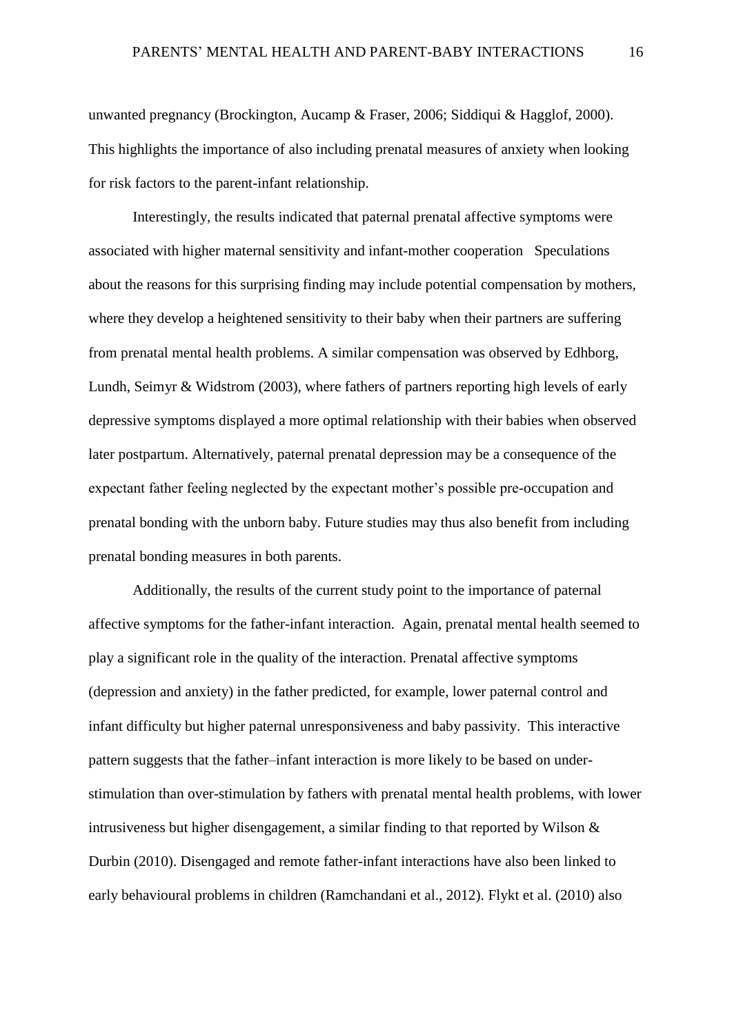unwanted pregnancy (Brockington, Aucamp & Fraser, 2006; Siddiqui & Hagglof, 2000). This highlights the importance of also including prenatal measures of anxiety when looking for risk factors to the parent-infant relationship.

Interestingly, the results indicated that paternal prenatal affective symptoms were associated with higher maternal sensitivity and infant-mother cooperation Speculations about the reasons for this surprising finding may include potential compensation by mothers, where they develop a heightened sensitivity to their baby when their partners are suffering from prenatal mental health problems. A similar compensation was observed by Edhborg, Lundh, Seimyr & Widstrom (2003), where fathers of partners reporting high levels of early depressive symptoms displayed a more optimal relationship with their babies when observed later postpartum. Alternatively, paternal prenatal depression may be a consequence of the expectant father feeling neglected by the expectant mother's possible pre-occupation and prenatal bonding with the unborn baby. Future studies may thus also benefit from including prenatal bonding measures in both parents.

Additionally, the results of the current study point to the importance of paternal affective symptoms for the father-infant interaction. Again, prenatal mental health seemed to play a significant role in the quality of the interaction. Prenatal affective symptoms (depression and anxiety) in the father predicted, for example, lower paternal control and infant difficulty but higher paternal unresponsiveness and baby passivity. This interactive pattern suggests that the father–infant interaction is more likely to be based on under-stimulation than over-stimulation by fathers with prenatal mental health problems, with lower intrusiveness but higher disengagement, a similar finding to that reported by Wilson & Durbin (2010). Disengaged and remote father-infant interactions have also been linked to early behavioural problems in children (Ramchandani et al., 2012). Flykt et al. (2010) also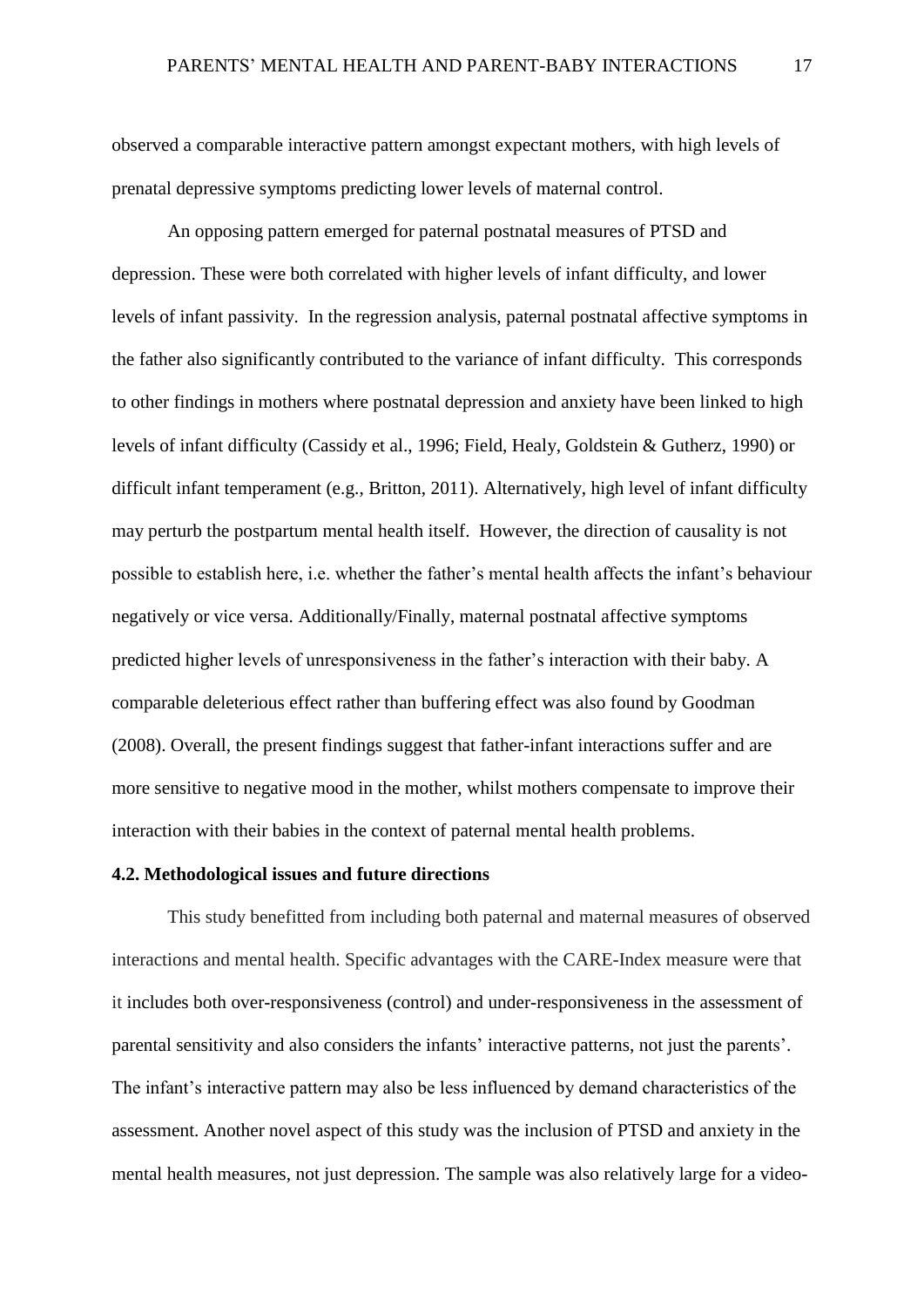observed a comparable interactive pattern amongst expectant mothers, with high levels of prenatal depressive symptoms predicting lower levels of maternal control.

An opposing pattern emerged for paternal postnatal measures of PTSD and depression. These were both correlated with higher levels of infant difficulty, and lower levels of infant passivity. In the regression analysis, paternal postnatal affective symptoms in the father also significantly contributed to the variance of infant difficulty. This corresponds to other findings in mothers where postnatal depression and anxiety have been linked to high levels of infant difficulty (Cassidy et al., 1996; Field, Healy, Goldstein & Gutherz, 1990) or difficult infant temperament (e.g., Britton, 2011). Alternatively, high level of infant difficulty may perturb the postpartum mental health itself. However, the direction of causality is not possible to establish here, i.e. whether the father's mental health affects the infant's behaviour negatively or vice versa. Additionally/Finally, maternal postnatal affective symptoms predicted higher levels of unresponsiveness in the father's interaction with their baby. A comparable deleterious effect rather than buffering effect was also found by Goodman (2008). Overall, the present findings suggest that father-infant interactions suffer and are more sensitive to negative mood in the mother, whilst mothers compensate to improve their interaction with their babies in the context of paternal mental health problems.

**4.2. Methodological issues and future directions**

This study benefitted from including both paternal and maternal measures of observed interactions and mental health. Specific advantages with the CARE-Index measure were that it includes both over-responsiveness (control) and under-responsiveness in the assessment of parental sensitivity and also considers the infants' interactive patterns, not just the parents'. The infant's interactive pattern may also be less influenced by demand characteristics of the assessment. Another novel aspect of this study was the inclusion of PTSD and anxiety in the mental health measures, not just depression. The sample was also relatively large for a video-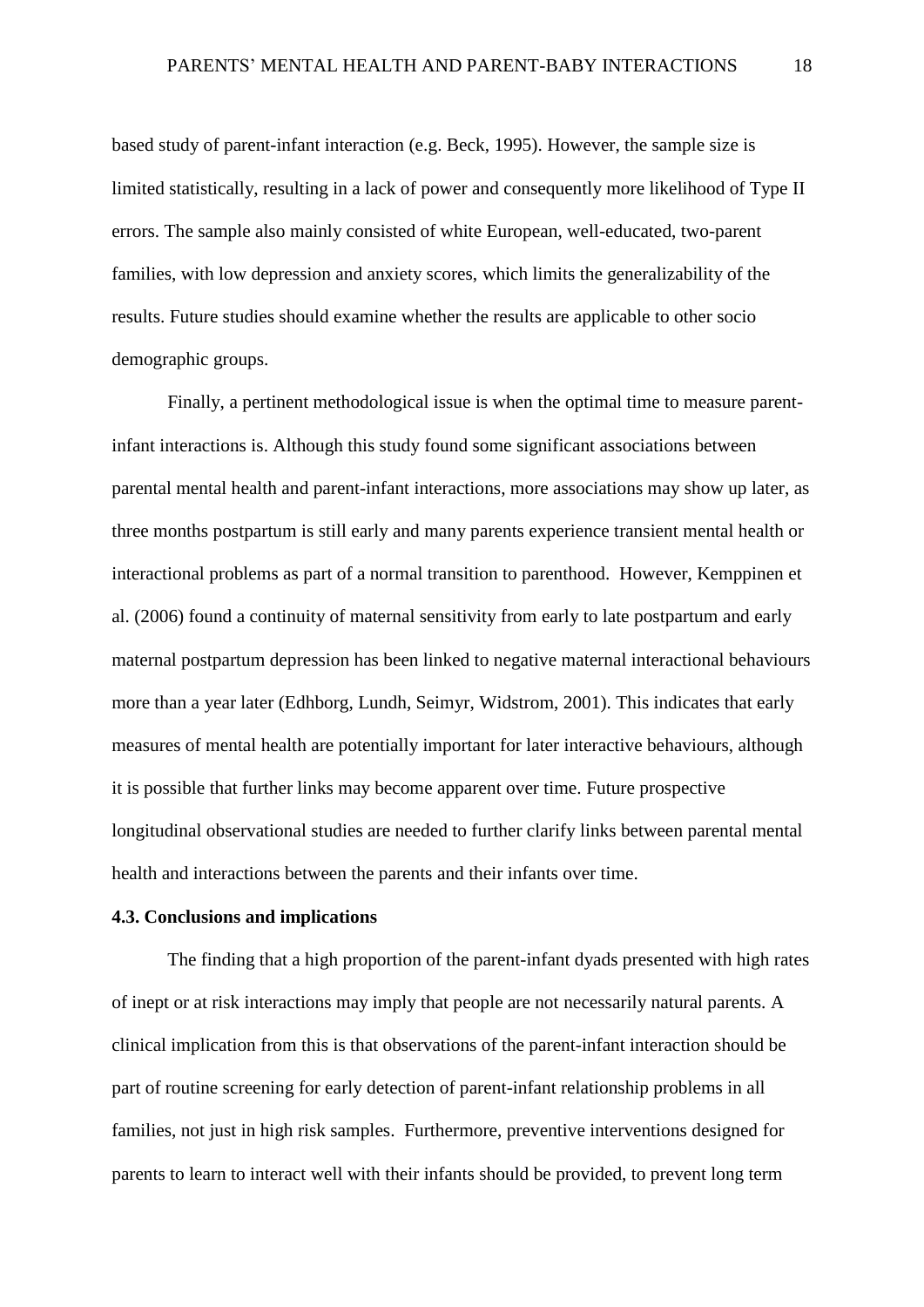based study of parent-infant interaction (e.g. Beck, 1995). However, the sample size is limited statistically, resulting in a lack of power and consequently more likelihood of Type II errors. The sample also mainly consisted of white European, well-educated, two-parent families, with low depression and anxiety scores, which limits the generalizability of the results. Future studies should examine whether the results are applicable to other socio demographic groups.

Finally, a pertinent methodological issue is when the optimal time to measure parent-infant interactions is. Although this study found some significant associations between parental mental health and parent-infant interactions, more associations may show up later, as three months postpartum is still early and many parents experience transient mental health or interactional problems as part of a normal transition to parenthood. However, Kemppinen et al. (2006) found a continuity of maternal sensitivity from early to late postpartum and early maternal postpartum depression has been linked to negative maternal interactional behaviours more than a year later (Edhborg, Lundh, Seimyr, Widstrom, 2001). This indicates that early measures of mental health are potentially important for later interactive behaviours, although it is possible that further links may become apparent over time. Future prospective longitudinal observational studies are needed to further clarify links between parental mental health and interactions between the parents and their infants over time.

### 4.3. Conclusions and implications

The finding that a high proportion of the parent-infant dyads presented with high rates of inept or at risk interactions may imply that people are not necessarily natural parents. A clinical implication from this is that observations of the parent-infant interaction should be part of routine screening for early detection of parent-infant relationship problems in all families, not just in high risk samples. Furthermore, preventive interventions designed for parents to learn to interact well with their infants should be provided, to prevent long term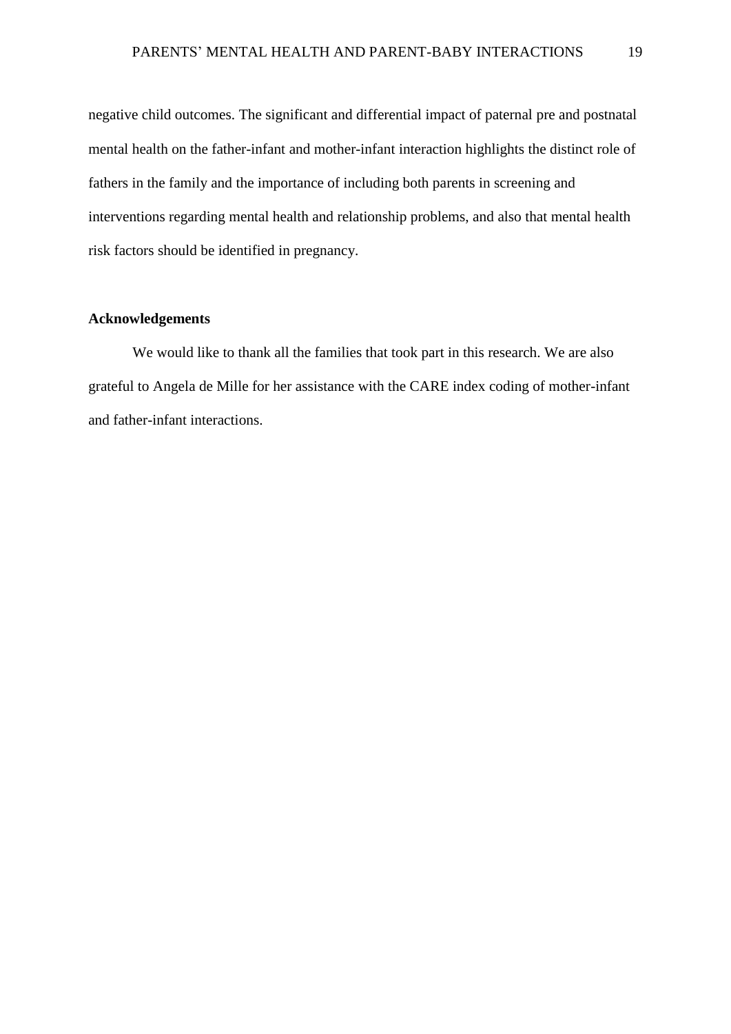negative child outcomes. The significant and differential impact of paternal pre and postnatal mental health on the father-infant and mother-infant interaction highlights the distinct role of fathers in the family and the importance of including both parents in screening and interventions regarding mental health and relationship problems, and also that mental health risk factors should be identified in pregnancy.

## Acknowledgements

We would like to thank all the families that took part in this research. We are also grateful to Angela de Mille for her assistance with the CARE index coding of mother-infant and father-infant interactions.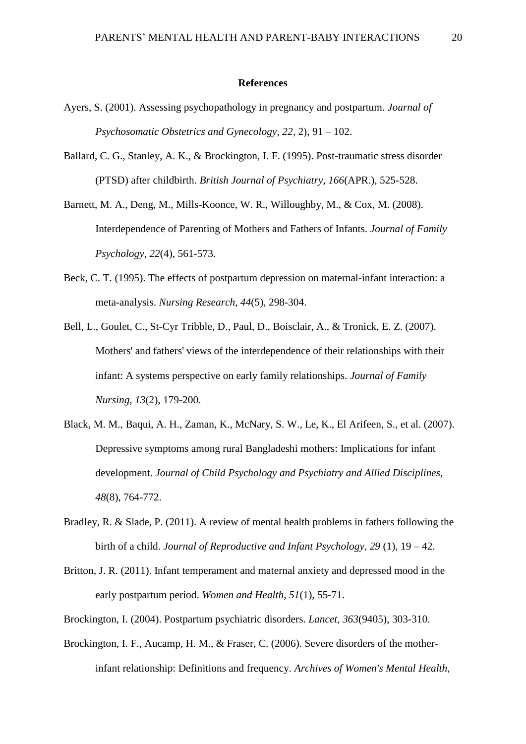## References

Ayers, S. (2001). Assessing psychopathology in pregnancy and postpartum. *Journal of Psychosomatic Obstetrics and Gynecology*, *22*, 2), 91 – 102.

Ballard, C. G., Stanley, A. K., & Brockington, I. F. (1995). Post-traumatic stress disorder (PTSD) after childbirth. *British Journal of Psychiatry, 166*(APR.), 525-528.

Barnett, M. A., Deng, M., Mills-Koonce, W. R., Willoughby, M., & Cox, M. (2008). Interdependence of Parenting of Mothers and Fathers of Infants. *Journal of Family Psychology, 22*(4), 561-573.

Beck, C. T. (1995). The effects of postpartum depression on maternal-infant interaction: a meta-analysis. *Nursing Research, 44*(5), 298-304.

Bell, L., Goulet, C., St-Cyr Tribble, D., Paul, D., Boisclair, A., & Tronick, E. Z. (2007). Mothers' and fathers' views of the interdependence of their relationships with their infant: A systems perspective on early family relationships. *Journal of Family Nursing, 13*(2), 179-200.

Black, M. M., Baqui, A. H., Zaman, K., McNary, S. W., Le, K., El Arifeen, S., et al. (2007). Depressive symptoms among rural Bangladeshi mothers: Implications for infant development. *Journal of Child Psychology and Psychiatry and Allied Disciplines, 48*(8), 764-772.

Bradley, R. & Slade, P. (2011). A review of mental health problems in fathers following the birth of a child. *Journal of Reproductive and Infant Psychology, 29* (1), 19 – 42.

Britton, J. R. (2011). Infant temperament and maternal anxiety and depressed mood in the early postpartum period. *Women and Health, 51*(1), 55-71.

Brockington, I. (2004). Postpartum psychiatric disorders. *Lancet, 363*(9405), 303-310.

Brockington, I. F., Aucamp, H. M., & Fraser, C. (2006). Severe disorders of the mother-infant relationship: Definitions and frequency. *Archives of Women's Mental Health,*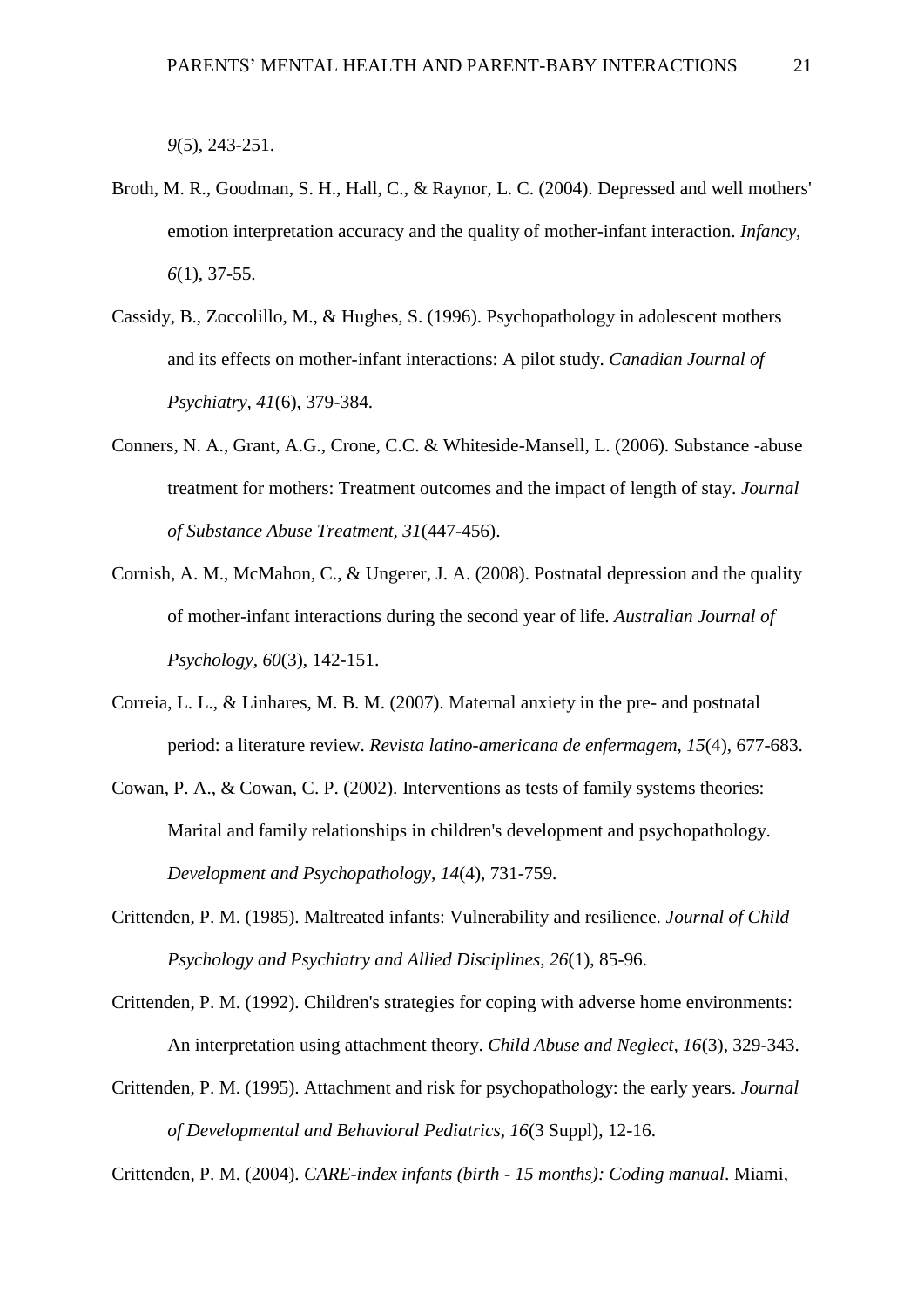*9*(5), 243-251.

Broth, M. R., Goodman, S. H., Hall, C., & Raynor, L. C. (2004). Depressed and well mothers' emotion interpretation accuracy and the quality of mother-infant interaction. *Infancy, 6*(1), 37-55.

Cassidy, B., Zoccolillo, M., & Hughes, S. (1996). Psychopathology in adolescent mothers and its effects on mother-infant interactions: A pilot study. *Canadian Journal of Psychiatry, 41*(6), 379-384.

Conners, N. A., Grant, A.G., Crone, C.C. & Whiteside-Mansell, L. (2006). Substance -abuse treatment for mothers: Treatment outcomes and the impact of length of stay. *Journal of Substance Abuse Treatment, 31*(447-456).

Cornish, A. M., McMahon, C., & Ungerer, J. A. (2008). Postnatal depression and the quality of mother-infant interactions during the second year of life. *Australian Journal of Psychology, 60*(3), 142-151.

Correia, L. L., & Linhares, M. B. M. (2007). Maternal anxiety in the pre- and postnatal period: a literature review. *Revista latino-americana de enfermagem, 15*(4), 677-683.

Cowan, P. A., & Cowan, C. P. (2002). Interventions as tests of family systems theories: Marital and family relationships in children's development and psychopathology. *Development and Psychopathology, 14*(4), 731-759.

Crittenden, P. M. (1985). Maltreated infants: Vulnerability and resilience. *Journal of Child Psychology and Psychiatry and Allied Disciplines, 26*(1), 85-96.

Crittenden, P. M. (1992). Children's strategies for coping with adverse home environments: An interpretation using attachment theory. *Child Abuse and Neglect, 16*(3), 329-343.

Crittenden, P. M. (1995). Attachment and risk for psychopathology: the early years. *Journal of Developmental and Behavioral Pediatrics, 16*(3 Suppl), 12-16.

Crittenden, P. M. (2004). *CARE-index infants (birth - 15 months): Coding manual*. Miami,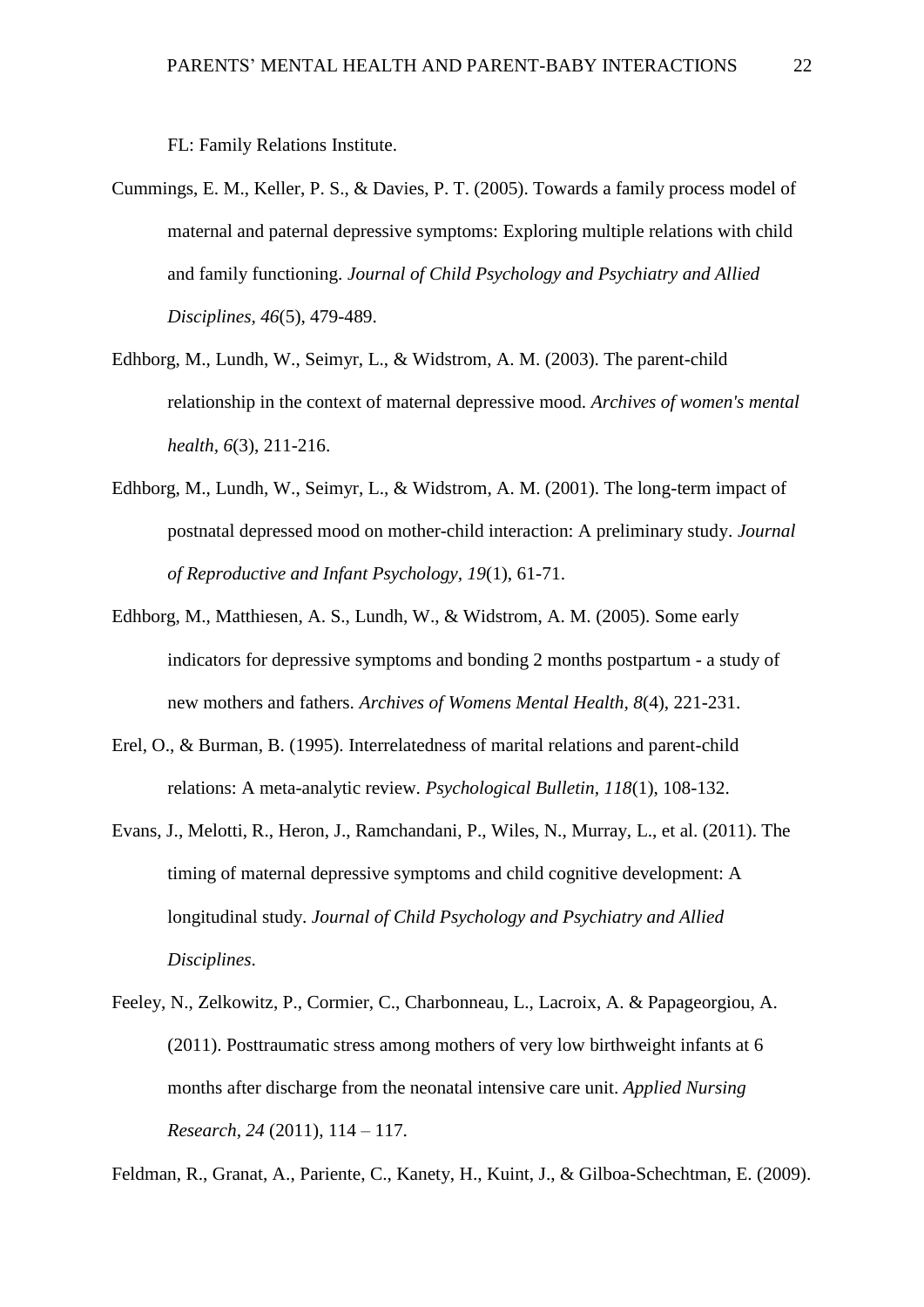FL: Family Relations Institute.

Cummings, E. M., Keller, P. S., & Davies, P. T. (2005). Towards a family process model of maternal and paternal depressive symptoms: Exploring multiple relations with child and family functioning. *Journal of Child Psychology and Psychiatry and Allied Disciplines, 46*(5), 479-489.

Edhborg, M., Lundh, W., Seimyr, L., & Widstrom, A. M. (2003). The parent-child relationship in the context of maternal depressive mood. *Archives of women's mental health, 6*(3), 211-216.

Edhborg, M., Lundh, W., Seimyr, L., & Widstrom, A. M. (2001). The long-term impact of postnatal depressed mood on mother-child interaction: A preliminary study. *Journal of Reproductive and Infant Psychology, 19*(1), 61-71.

Edhborg, M., Matthiesen, A. S., Lundh, W., & Widstrom, A. M. (2005). Some early indicators for depressive symptoms and bonding 2 months postpartum - a study of new mothers and fathers. *Archives of Womens Mental Health, 8*(4), 221-231.

Erel, O., & Burman, B. (1995). Interrelatedness of marital relations and parent-child relations: A meta-analytic review. *Psychological Bulletin, 118*(1), 108-132.

Evans, J., Melotti, R., Heron, J., Ramchandani, P., Wiles, N., Murray, L., et al. (2011). The timing of maternal depressive symptoms and child cognitive development: A longitudinal study. *Journal of Child Psychology and Psychiatry and Allied Disciplines*.

Feeley, N., Zelkowitz, P., Cormier, C., Charbonneau, L., Lacroix, A. & Papageorgiou, A. (2011). Posttraumatic stress among mothers of very low birthweight infants at 6 months after discharge from the neonatal intensive care unit. *Applied Nursing Research, 24* (2011), 114 – 117.

Feldman, R., Granat, A., Pariente, C., Kanety, H., Kuint, J., & Gilboa-Schechtman, E. (2009).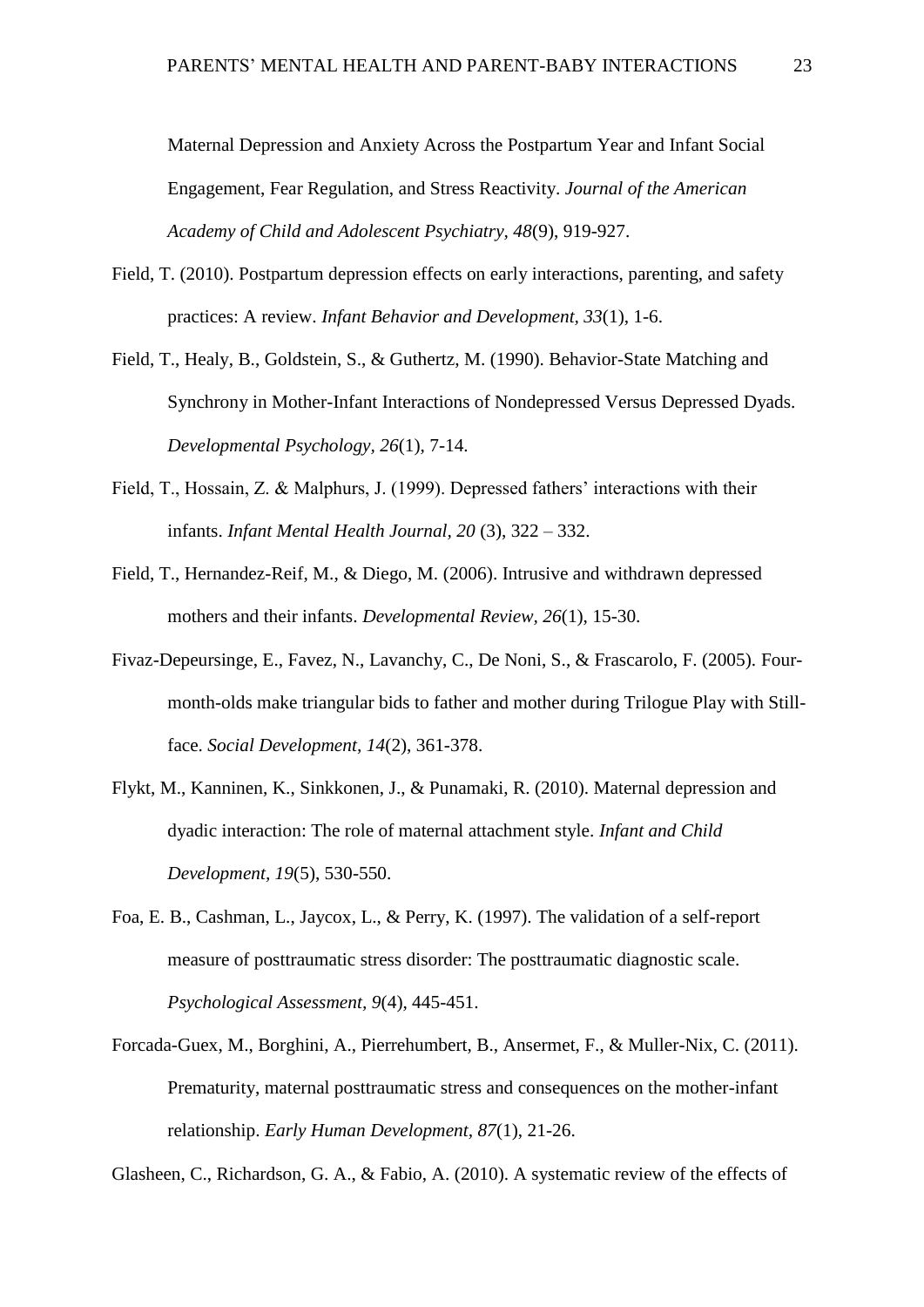Maternal Depression and Anxiety Across the Postpartum Year and Infant Social Engagement, Fear Regulation, and Stress Reactivity. *Journal of the American Academy of Child and Adolescent Psychiatry, 48*(9), 919-927.

Field, T. (2010). Postpartum depression effects on early interactions, parenting, and safety practices: A review. *Infant Behavior and Development, 33*(1), 1-6.

Field, T., Healy, B., Goldstein, S., & Guthertz, M. (1990). Behavior-State Matching and Synchrony in Mother-Infant Interactions of Nondepressed Versus Depressed Dyads. *Developmental Psychology, 26*(1), 7-14.

Field, T., Hossain, Z. & Malphurs, J. (1999). Depressed fathers' interactions with their infants. *Infant Mental Health Journal, 20* (3), 322 – 332.

Field, T., Hernandez-Reif, M., & Diego, M. (2006). Intrusive and withdrawn depressed mothers and their infants. *Developmental Review, 26*(1), 15-30.

Fivaz-Depeursinge, E., Favez, N., Lavanchy, C., De Noni, S., & Frascarolo, F. (2005). Four-month-olds make triangular bids to father and mother during Trilogue Play with Still-face. *Social Development, 14*(2), 361-378.

Flykt, M., Kanninen, K., Sinkkonen, J., & Punamaki, R. (2010). Maternal depression and dyadic interaction: The role of maternal attachment style. *Infant and Child Development, 19*(5), 530-550.

Foa, E. B., Cashman, L., Jaycox, L., & Perry, K. (1997). The validation of a self-report measure of posttraumatic stress disorder: The posttraumatic diagnostic scale. *Psychological Assessment, 9*(4), 445-451.

Forcada-Guex, M., Borghini, A., Pierrehumbert, B., Ansermet, F., & Muller-Nix, C. (2011). Prematurity, maternal posttraumatic stress and consequences on the mother-infant relationship. *Early Human Development, 87*(1), 21-26.

Glasheen, C., Richardson, G. A., & Fabio, A. (2010). A systematic review of the effects of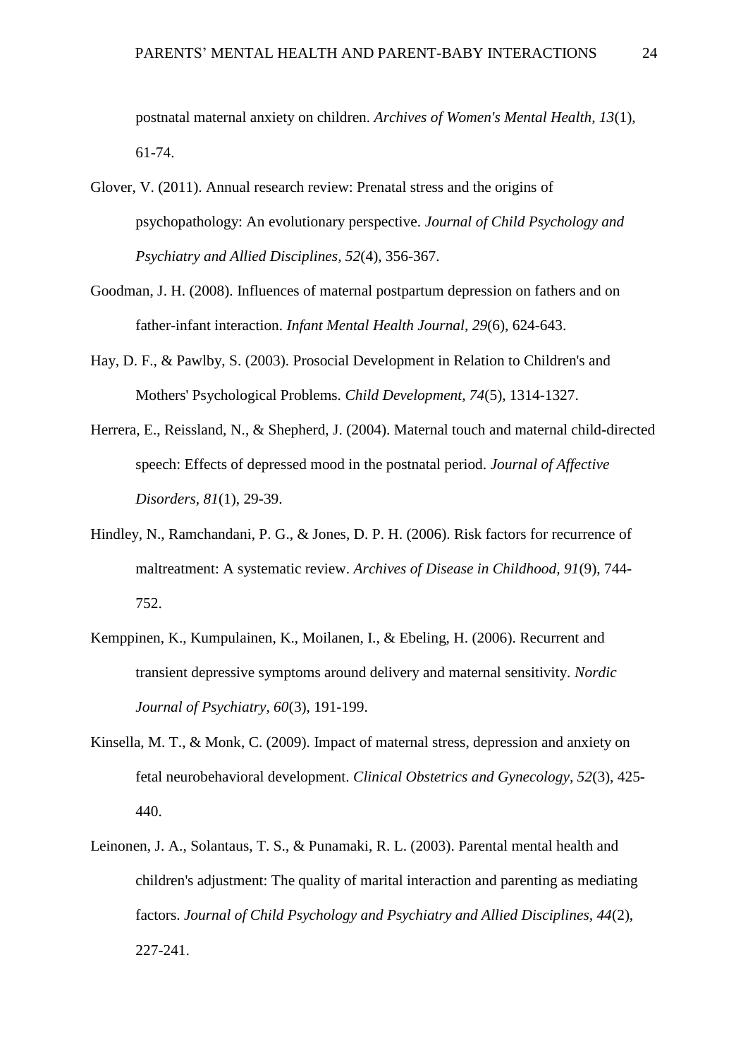postnatal maternal anxiety on children. *Archives of Women's Mental Health, 13*(1), 61-74.

Glover, V. (2011). Annual research review: Prenatal stress and the origins of psychopathology: An evolutionary perspective. *Journal of Child Psychology and Psychiatry and Allied Disciplines, 52*(4), 356-367.

Goodman, J. H. (2008). Influences of maternal postpartum depression on fathers and on father-infant interaction. *Infant Mental Health Journal, 29*(6), 624-643.

Hay, D. F., & Pawlby, S. (2003). Prosocial Development in Relation to Children's and Mothers' Psychological Problems. *Child Development, 74*(5), 1314-1327.

Herrera, E., Reissland, N., & Shepherd, J. (2004). Maternal touch and maternal child-directed speech: Effects of depressed mood in the postnatal period. *Journal of Affective Disorders, 81*(1), 29-39.

Hindley, N., Ramchandani, P. G., & Jones, D. P. H. (2006). Risk factors for recurrence of maltreatment: A systematic review. *Archives of Disease in Childhood, 91*(9), 744-752.

Kemppinen, K., Kumpulainen, K., Moilanen, I., & Ebeling, H. (2006). Recurrent and transient depressive symptoms around delivery and maternal sensitivity. *Nordic Journal of Psychiatry, 60*(3), 191-199.

Kinsella, M. T., & Monk, C. (2009). Impact of maternal stress, depression and anxiety on fetal neurobehavioral development. *Clinical Obstetrics and Gynecology, 52*(3), 425-440.

Leinonen, J. A., Solantaus, T. S., & Punamaki, R. L. (2003). Parental mental health and children's adjustment: The quality of marital interaction and parenting as mediating factors. *Journal of Child Psychology and Psychiatry and Allied Disciplines, 44*(2), 227-241.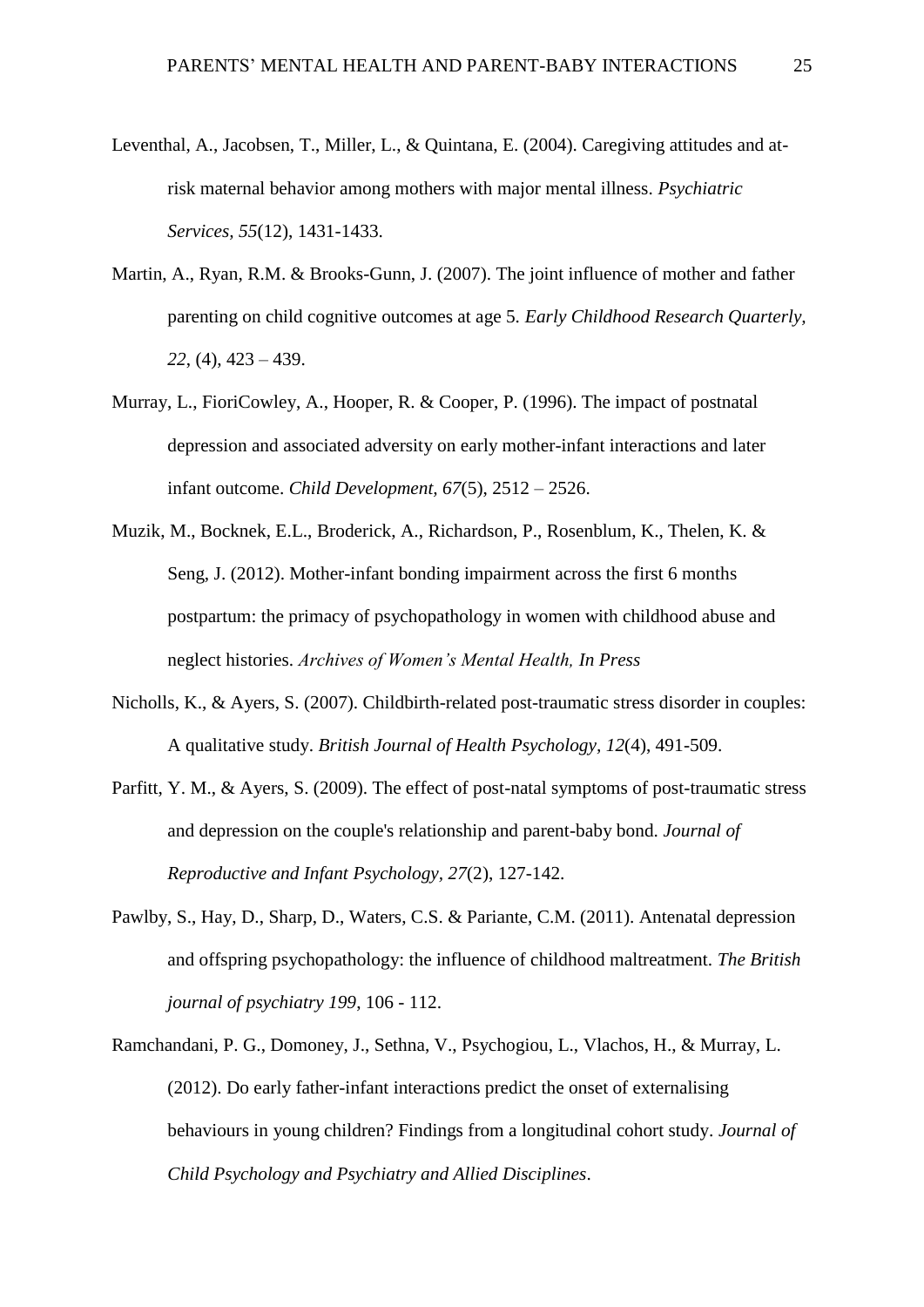Leventhal, A., Jacobsen, T., Miller, L., & Quintana, E. (2004). Caregiving attitudes and at-risk maternal behavior among mothers with major mental illness. *Psychiatric Services, 55*(12), 1431-1433.

Martin, A., Ryan, R.M. & Brooks-Gunn, J. (2007). The joint influence of mother and father parenting on child cognitive outcomes at age 5. *Early Childhood Research Quarterly, 22*, (4), 423 – 439.

Murray, L., FioriCowley, A., Hooper, R. & Cooper, P. (1996). The impact of postnatal depression and associated adversity on early mother-infant interactions and later infant outcome. *Child Development, 67*(5), 2512 – 2526.

Muzik, M., Bocknek, E.L., Broderick, A., Richardson, P., Rosenblum, K., Thelen, K. & Seng, J. (2012). Mother-infant bonding impairment across the first 6 months postpartum: the primacy of psychopathology in women with childhood abuse and neglect histories. *Archives of Women's Mental Health, In Press*

Nicholls, K., & Ayers, S. (2007). Childbirth-related post-traumatic stress disorder in couples: A qualitative study. *British Journal of Health Psychology, 12*(4), 491-509.

Parfitt, Y. M., & Ayers, S. (2009). The effect of post-natal symptoms of post-traumatic stress and depression on the couple's relationship and parent-baby bond. *Journal of Reproductive and Infant Psychology, 27*(2), 127-142.

Pawlby, S., Hay, D., Sharp, D., Waters, C.S. & Pariante, C.M. (2011). Antenatal depression and offspring psychopathology: the influence of childhood maltreatment. *The British journal of psychiatry 199*, 106 - 112.

Ramchandani, P. G., Domoney, J., Sethna, V., Psychogiou, L., Vlachos, H., & Murray, L. (2012). Do early father-infant interactions predict the onset of externalising behaviours in young children? Findings from a longitudinal cohort study. *Journal of Child Psychology and Psychiatry and Allied Disciplines*.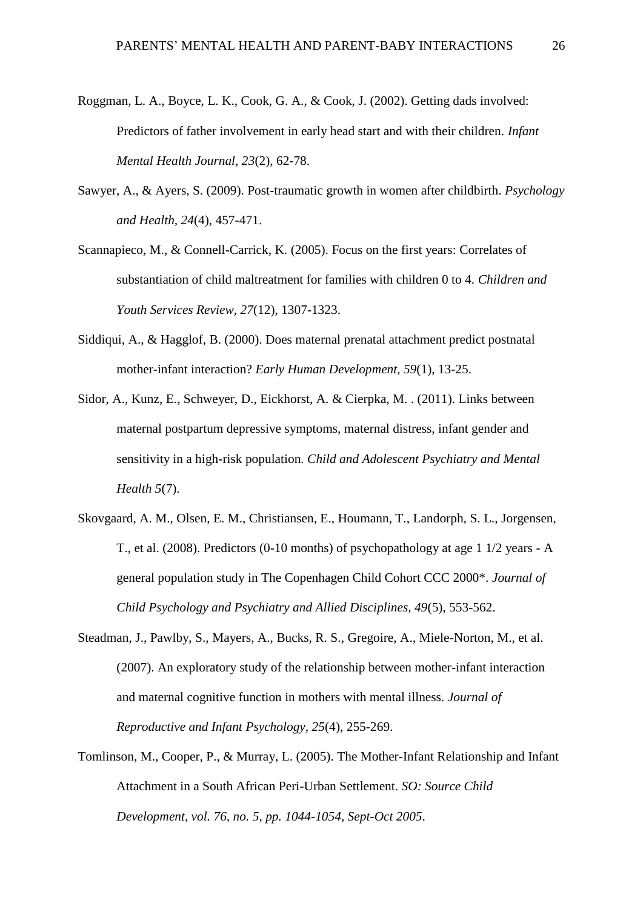Roggman, L. A., Boyce, L. K., Cook, G. A., & Cook, J. (2002). Getting dads involved: Predictors of father involvement in early head start and with their children. *Infant Mental Health Journal, 23*(2), 62-78.

Sawyer, A., & Ayers, S. (2009). Post-traumatic growth in women after childbirth. *Psychology and Health, 24*(4), 457-471.

Scannapieco, M., & Connell-Carrick, K. (2005). Focus on the first years: Correlates of substantiation of child maltreatment for families with children 0 to 4. *Children and Youth Services Review, 27*(12), 1307-1323.

Siddiqui, A., & Hagglof, B. (2000). Does maternal prenatal attachment predict postnatal mother-infant interaction? *Early Human Development, 59*(1), 13-25.

Sidor, A., Kunz, E., Schweyer, D., Eickhorst, A. & Cierpka, M. . (2011). Links between maternal postpartum depressive symptoms, maternal distress, infant gender and sensitivity in a high-risk population. *Child and Adolescent Psychiatry and Mental Health 5*(7).

Skovgaard, A. M., Olsen, E. M., Christiansen, E., Houmann, T., Landorph, S. L., Jorgensen, T., et al. (2008). Predictors (0-10 months) of psychopathology at age 1 1/2 years - A general population study in The Copenhagen Child Cohort CCC 2000*. *Journal of Child Psychology and Psychiatry and Allied Disciplines, 49*(5), 553-562.

Steadman, J., Pawlby, S., Mayers, A., Bucks, R. S., Gregoire, A., Miele-Norton, M., et al. (2007). An exploratory study of the relationship between mother-infant interaction and maternal cognitive function in mothers with mental illness. *Journal of Reproductive and Infant Psychology, 25*(4), 255-269.

Tomlinson, M., Cooper, P., & Murray, L. (2005). The Mother-Infant Relationship and Infant Attachment in a South African Peri-Urban Settlement. *SO: Source Child Development, vol. 76, no. 5, pp. 1044-1054, Sept-Oct 2005*.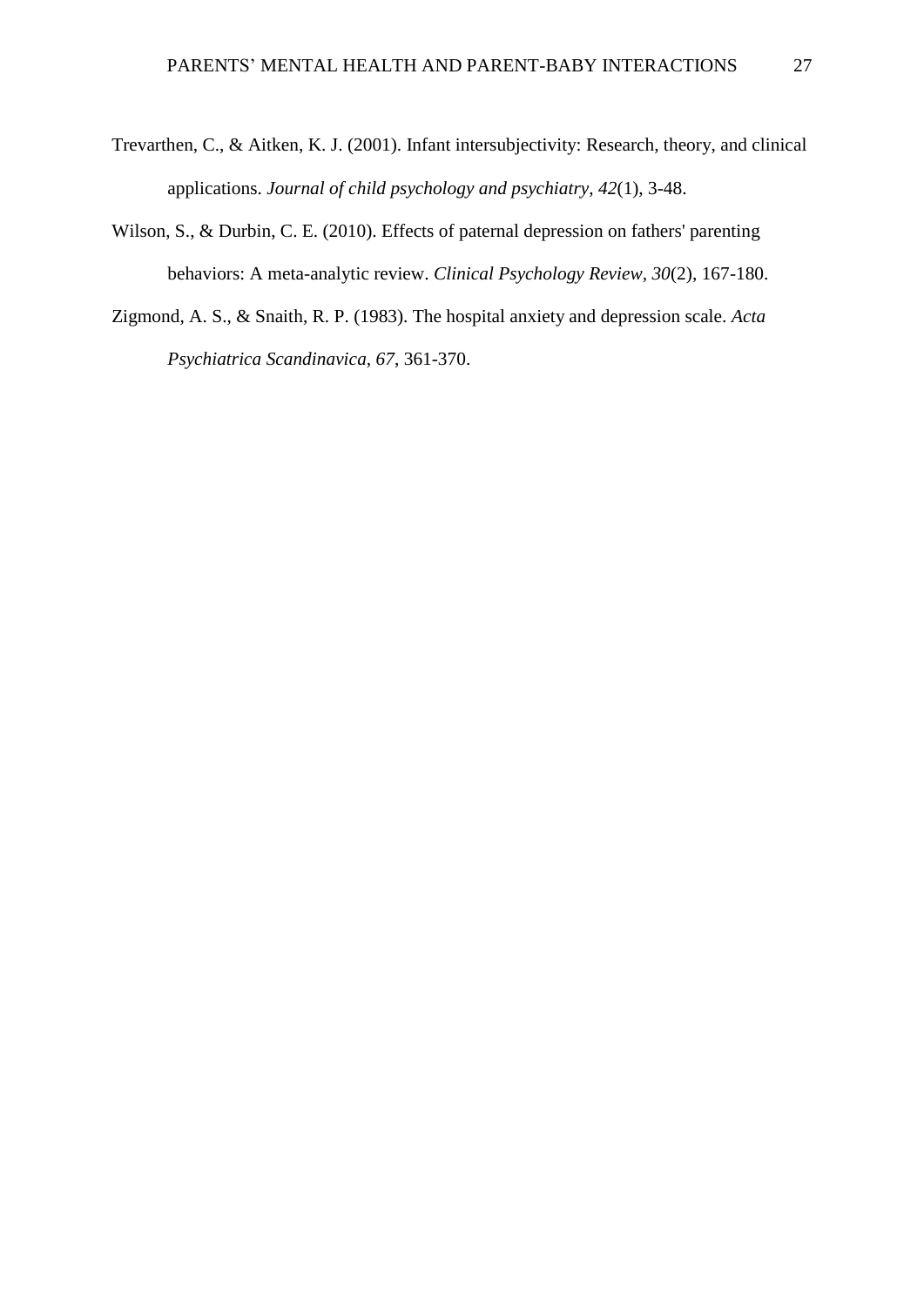Trevarthen, C., & Aitken, K. J. (2001). Infant intersubjectivity: Research, theory, and clinical applications. *Journal of child psychology and psychiatry*, *42*(1), 3-48.

Wilson, S., & Durbin, C. E. (2010). Effects of paternal depression on fathers' parenting behaviors: A meta-analytic review. *Clinical Psychology Review*, *30*(2), 167-180.

Zigmond, A. S., & Snaith, R. P. (1983). The hospital anxiety and depression scale. *Acta Psychiatrica Scandinavica*, *67*, 361-370.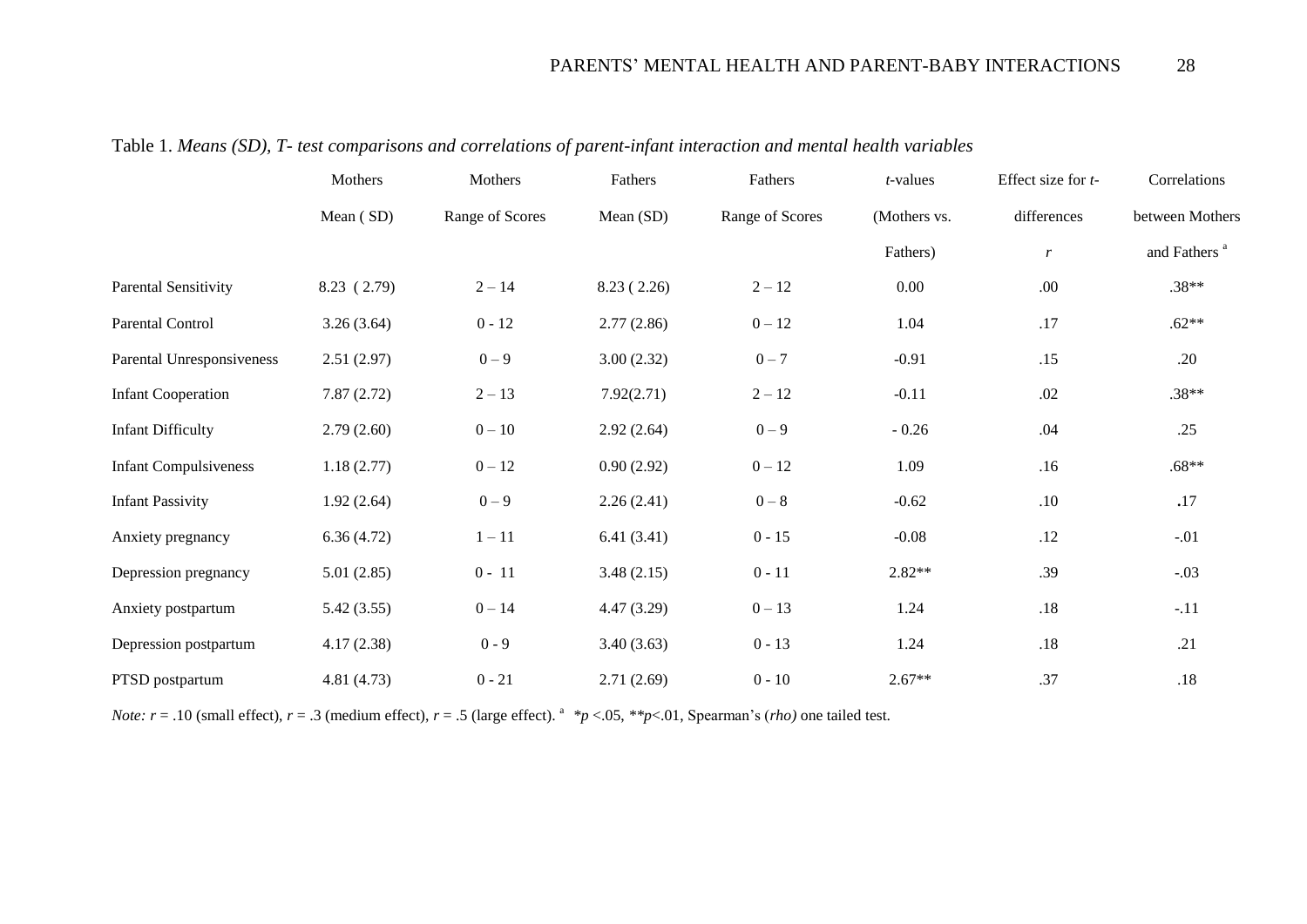Table 1. *Means (SD), T- test comparisons and correlations of parent-infant interaction and mental health variables*

| | Mothers Mean ( SD) | Mothers Range of Scores | Fathers Mean (SD) | Fathers Range of Scores | *t*-values (Mothers vs. Fathers) | Effect size for *t*-differences *r* | Correlations between Mothers and Fathers [a] |
|---|---|---|---|---|---|---|---|
| Parental Sensitivity | 8.23 ( 2.79) | 2 – 14 | 8.23 ( 2.26) | 2 – 12 | 0.00 | .00 | .38** |
| Parental Control | 3.26 (3.64) | 0 - 12 | 2.77 (2.86) | 0 – 12 | 1.04 | .17 | .62** |
| Parental Unresponsiveness | 2.51 (2.97) | 0 – 9 | 3.00 (2.32) | 0 – 7 | -0.91 | .15 | .20 |
| Infant Cooperation | 7.87 (2.72) | 2 – 13 | 7.92(2.71) | 2 – 12 | -0.11 | .02 | .38** |
| Infant Difficulty | 2.79 (2.60) | 0 – 10 | 2.92 (2.64) | 0 – 9 | - 0.26 | .04 | .25 |
| Infant Compulsiveness | 1.18 (2.77) | 0 – 12 | 0.90 (2.92) | 0 – 12 | 1.09 | .16 | .68** |
| Infant Passivity | 1.92 (2.64) | 0 – 9 | 2.26 (2.41) | 0 – 8 | -0.62 | .10 | .17 |
| Anxiety pregnancy | 6.36 (4.72) | 1 – 11 | 6.41 (3.41) | 0 - 15 | -0.08 | .12 | -.01 |
| Depression pregnancy | 5.01 (2.85) | 0 - 11 | 3.48 (2.15) | 0 - 11 | 2.82** | .39 | -.03 |
| Anxiety postpartum | 5.42 (3.55) | 0 – 14 | 4.47 (3.29) | 0 – 13 | 1.24 | .18 | -.11 |
| Depression postpartum | 4.17 (2.38) | 0 - 9 | 3.40 (3.63) | 0 - 13 | 1.24 | .18 | .21 |
| PTSD postpartum | 4.81 (4.73) | 0 - 21 | 2.71 (2.69) | 0 - 10 | 2.67** | .37 | .18 |

*Note:* $r$ = .10 (small effect), $r$ = .3 (medium effect), $r$ = .5 (large effect). [a] *$p$ <.05, **$p$<.01, Spearman's (*rho)* one tailed test.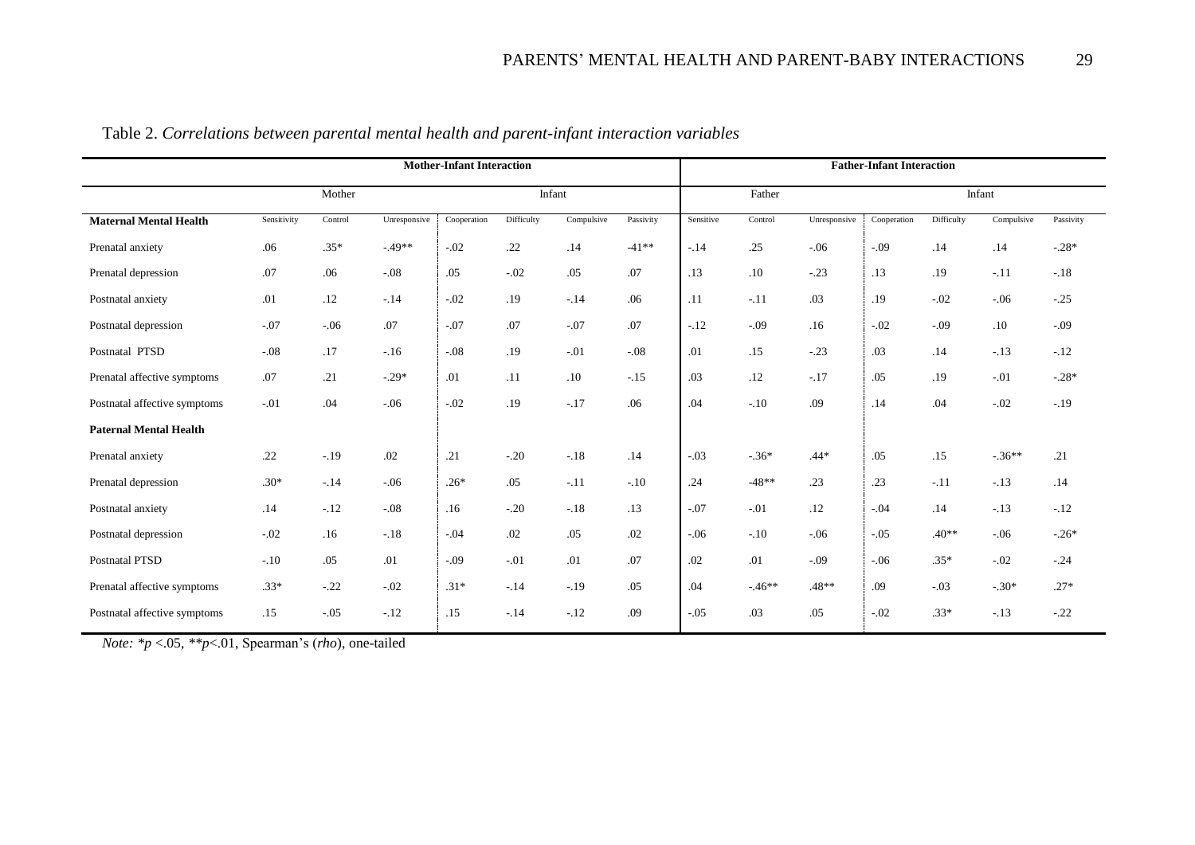Table 2. *Correlations between parental mental health and parent-infant interaction variables*

| | Mother-Infant Interaction | | | | | | | Father-Infant Interaction | | | | | | |
|---|---|---|---|---|---|---|---|---|---|---|---|---|---|---|
| | Mother | | | Infant | | | | Father | | | Infant | | | |
| **Maternal Mental Health** | Sensitivity | Control | Unresponsive | Cooperation | Difficulty | Compulsive | Passivity | Sensitive | Control | Unresponsive | Cooperation | Difficulty | Compulsive | Passivity |
| Prenatal anxiety | .06 | .35* | -.49** | -.02 | .22 | .14 | -41** | -.14 | .25 | -.06 | -.09 | .14 | .14 | -.28* |
| Prenatal depression | .07 | .06 | -.08 | .05 | -.02 | .05 | .07 | .13 | .10 | -.23 | .13 | .19 | -.11 | -.18 |
| Postnatal anxiety | .01 | .12 | -.14 | -.02 | .19 | -.14 | .06 | .11 | -.11 | .03 | .19 | -.02 | -.06 | -.25 |
| Postnatal depression | -.07 | -.06 | .07 | -.07 | .07 | -.07 | .07 | -.12 | -.09 | .16 | -.02 | -.09 | .10 | -.09 |
| Postnatal PTSD | -.08 | .17 | -.16 | -.08 | .19 | -.01 | -.08 | .01 | .15 | -.23 | .03 | .14 | -.13 | -.12 |
| Prenatal affective symptoms | .07 | .21 | -.29* | .01 | .11 | .10 | -.15 | .03 | .12 | -.17 | .05 | .19 | -.01 | -.28* |
| Postnatal affective symptoms | -.01 | .04 | -.06 | -.02 | .19 | -.17 | .06 | .04 | -.10 | .09 | .14 | .04 | -.02 | -.19 |
| **Paternal Mental Health** | | | | | | | | | | | | | | |
| Prenatal anxiety | .22 | -.19 | .02 | .21 | -.20 | -.18 | .14 | -.03 | -.36* | .44* | .05 | .15 | -.36** | .21 |
| Prenatal depression | .30* | -.14 | -.06 | .26* | .05 | -.11 | -.10 | .24 | -48** | .23 | .23 | -.11 | -.13 | .14 |
| Postnatal anxiety | .14 | -.12 | -.08 | .16 | -.20 | -.18 | .13 | -.07 | -.01 | .12 | -.04 | .14 | -.13 | -.12 |
| Postnatal depression | -.02 | .16 | -.18 | -.04 | .02 | .05 | .02 | -.06 | -.10 | -.06 | -.05 | .40** | -.06 | -.26* |
| Postnatal PTSD | -.10 | .05 | .01 | -.09 | -.01 | .01 | .07 | .02 | .01 | -.09 | -.06 | .35* | -.02 | -.24 |
| Prenatal affective symptoms | .33* | -.22 | -.02 | .31* | -.14 | -.19 | .05 | .04 | -.46** | .48** | .09 | -.03 | -.30* | .27* |
| Postnatal affective symptoms | .15 | -.05 | -.12 | .15 | -.14 | -.12 | .09 | -.05 | .03 | .05 | -.02 | .33* | -.13 | -.22 |

*Note:* *\*p* <.05, *\*\*p*<.01, Spearman's (*rho*), one-tailed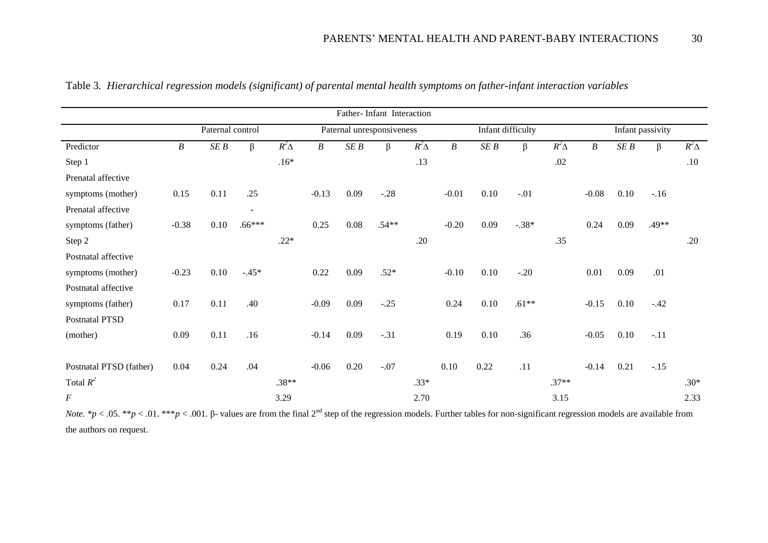Table 3. *Hierarchical regression models (significant) of parental mental health symptoms on father-infant interaction variables*

| | Father- Infant Interaction | | | | | | | | | | | | | | | |
|---|---|---|---|---|---|---|---|---|---|---|---|---|---|---|---|---|
| | Paternal control | | | | Paternal unresponsiveness | | | | Infant difficulty | | | | Infant passivity | | | |
| Predictor | *B* | *SE B* | β | $R^2\Delta$ | *B* | *SE B* | β | $R^2\Delta$ | *B* | *SE B* | β | $R^2\Delta$ | *B* | *SE B* | β | $R^2\Delta$ |
| Step 1 | | | | .16* | | | | .13 | | | | .02 | | | | .10 |
| Prenatal affective symptoms (mother) | 0.15 | 0.11 | .25 | | -0.13 | 0.09 | -.28 | | -0.01 | 0.10 | -.01 | | -0.08 | 0.10 | -.16 | |
| Prenatal affective symptoms (father) | -0.38 | 0.10 | -.66*** | | 0.25 | 0.08 | .54** | | -0.20 | 0.09 | -.38* | | 0.24 | 0.09 | .49** | |
| Step 2 | | | | .22* | | | | .20 | | | | .35 | | | | .20 |
| Postnatal affective symptoms (mother) | -0.23 | 0.10 | -.45* | | 0.22 | 0.09 | .52* | | -0.10 | 0.10 | -.20 | | 0.01 | 0.09 | .01 | |
| Postnatal affective symptoms (father) | 0.17 | 0.11 | .40 | | -0.09 | 0.09 | -.25 | | 0.24 | 0.10 | .61** | | -0.15 | 0.10 | -.42 | |
| Postnatal PTSD (mother) | 0.09 | 0.11 | .16 | | -0.14 | 0.09 | -.31 | | 0.19 | 0.10 | .36 | | -0.05 | 0.10 | -.11 | |
| Postnatal PTSD (father) | 0.04 | 0.24 | .04 | | -0.06 | 0.20 | -.07 | | 0.10 | 0.22 | .11 | | -0.14 | 0.21 | -.15 | |
| Total $R^2$ | | | | .38** | | | | .33* | | | | .37** | | | | .30* |
| *F* | | | | 3.29 | | | | 2.70 | | | | 3.15 | | | | 2.33 |

*Note.* $*p < .05$. $**p < .01$. $***p < .001$. β- values are from the final 2nd step of the regression models. Further tables for non-significant regression models are available from the authors on request.